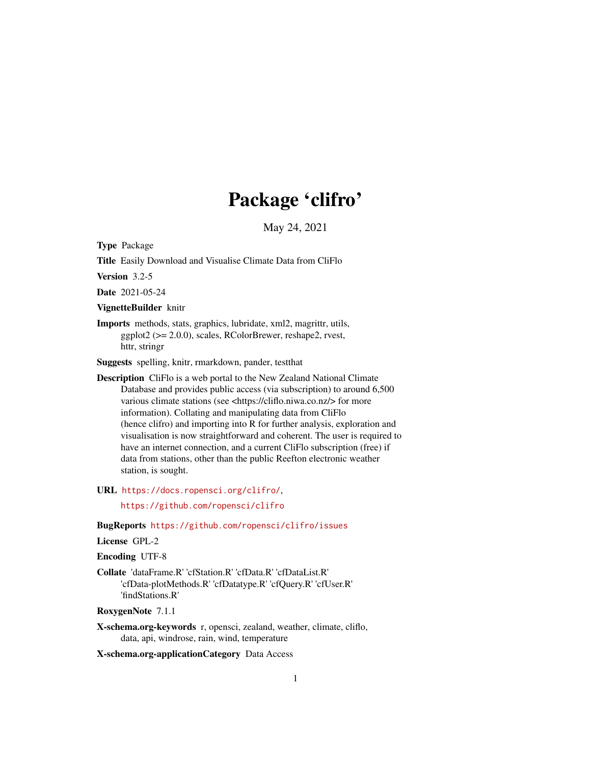# Package 'clifro'

May 24, 2021

**Type** Package

**Title** Easily Download and Visualise Climate Data from CliFlo

**Version** 3.2-5

**Date** 2021-05-24

**VignetteBuilder** knitr

**Imports** methods, stats, graphics, lubridate, xml2, magrittr, utils, ggplot2 (>= 2.0.0), scales, RColorBrewer, reshape2, rvest, httr, stringr

**Suggests** spelling, knitr, rmarkdown, pander, testthat

**Description** CliFlo is a web portal to the New Zealand National Climate Database and provides public access (via subscription) to around 6,500 various climate stations (see <https://cliflo.niwa.co.nz/> for more information). Collating and manipulating data from CliFlo (hence clifro) and importing into R for further analysis, exploration and visualisation is now straightforward and coherent. The user is required to have an internet connection, and a current CliFlo subscription (free) if data from stations, other than the public Reefton electronic weather station, is sought.

**URL** https://docs.ropensci.org/clifro/, https://github.com/ropensci/clifro

**BugReports** https://github.com/ropensci/clifro/issues

**License** GPL-2

**Encoding** UTF-8

**Collate** 'dataFrame.R' 'cfStation.R' 'cfData.R' 'cfDataList.R' 'cfData-plotMethods.R' 'cfDatatype.R' 'cfQuery.R' 'cfUser.R' 'findStations.R'

**RoxygenNote** 7.1.1

**X-schema.org-keywords** r, opensci, zealand, weather, climate, cliflo, data, api, windrose, rain, wind, temperature

**X-schema.org-applicationCategory** Data Access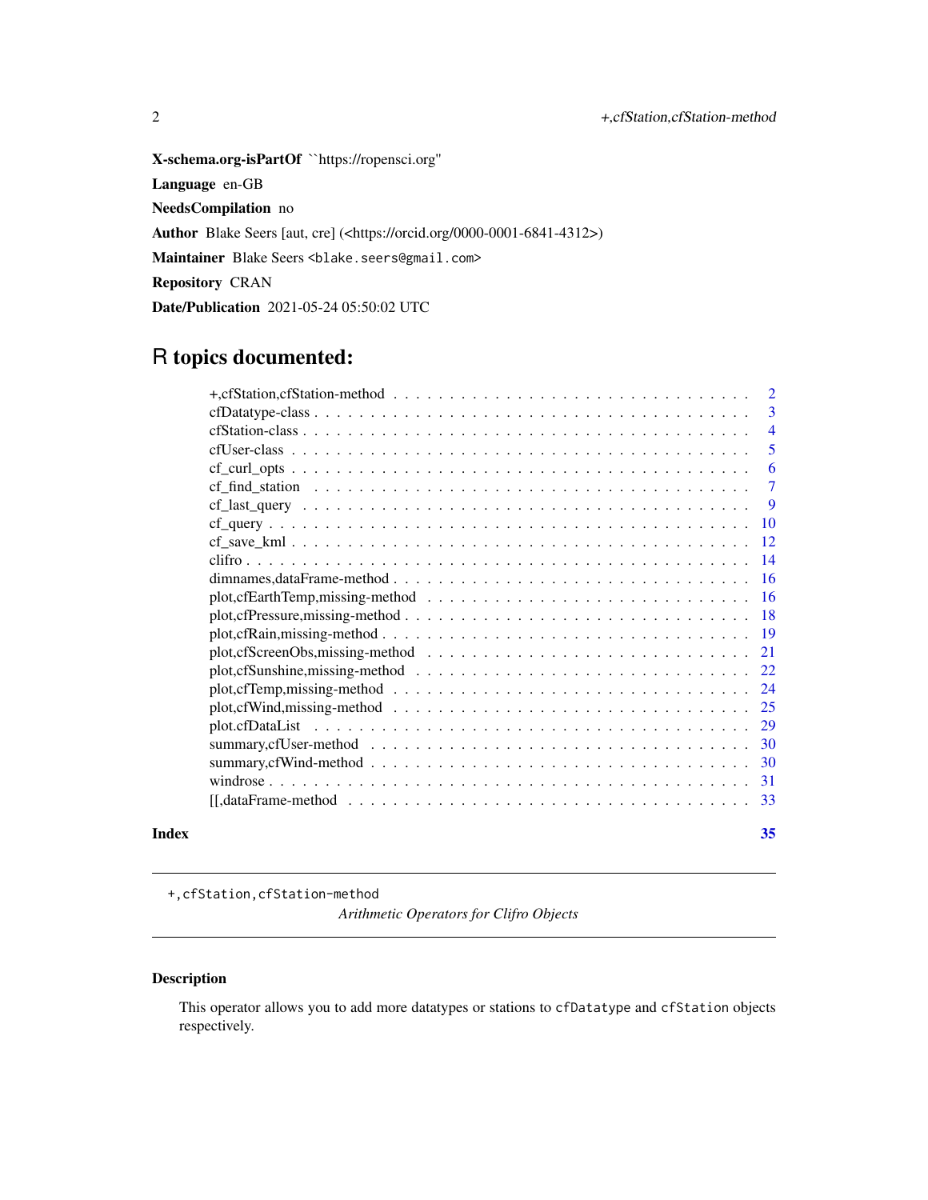**X-schema.org-isPartOf** ``https://ropensci.org''

**Language** en-GB

**NeedsCompilation** no

**Author** Blake Seers [aut, cre] (<https://orcid.org/0000-0001-6841-4312>)

**Maintainer** Blake Seers <blake.seers@gmail.com>

**Repository** CRAN

**Date/Publication** 2021-05-24 05:50:02 UTC

# R topics documented:

| | |
|---|---|
| +,cfStation,cfStation-method | 2 |
| cfDatatype-class | 3 |
| cfStation-class | 4 |
| cfUser-class | 5 |
| cf_curl_opts | 6 |
| cf_find_station | 7 |
| cf_last_query | 9 |
| cf_query | 10 |
| cf_save_kml | 12 |
| clifro | 14 |
| dimnames,dataFrame-method | 16 |
| plot,cfEarthTemp,missing-method | 16 |
| plot,cfPressure,missing-method | 18 |
| plot,cfRain,missing-method | 19 |
| plot,cfScreenObs,missing-method | 21 |
| plot,cfSunshine,missing-method | 22 |
| plot,cfTemp,missing-method | 24 |
| plot,cfWind,missing-method | 25 |
| plot.cfDataList | 29 |
| summary,cfUser-method | 30 |
| summary,cfWind-method | 30 |
| windrose | 31 |
| [[,dataFrame-method | 33 |
| **Index** | **35** |

---

`+,cfStation,cfStation-method`

*Arithmetic Operators for Clifro Objects*

---

## Description

This operator allows you to add more datatypes or stations to `cfDatatype` and `cfStation` objects respectively.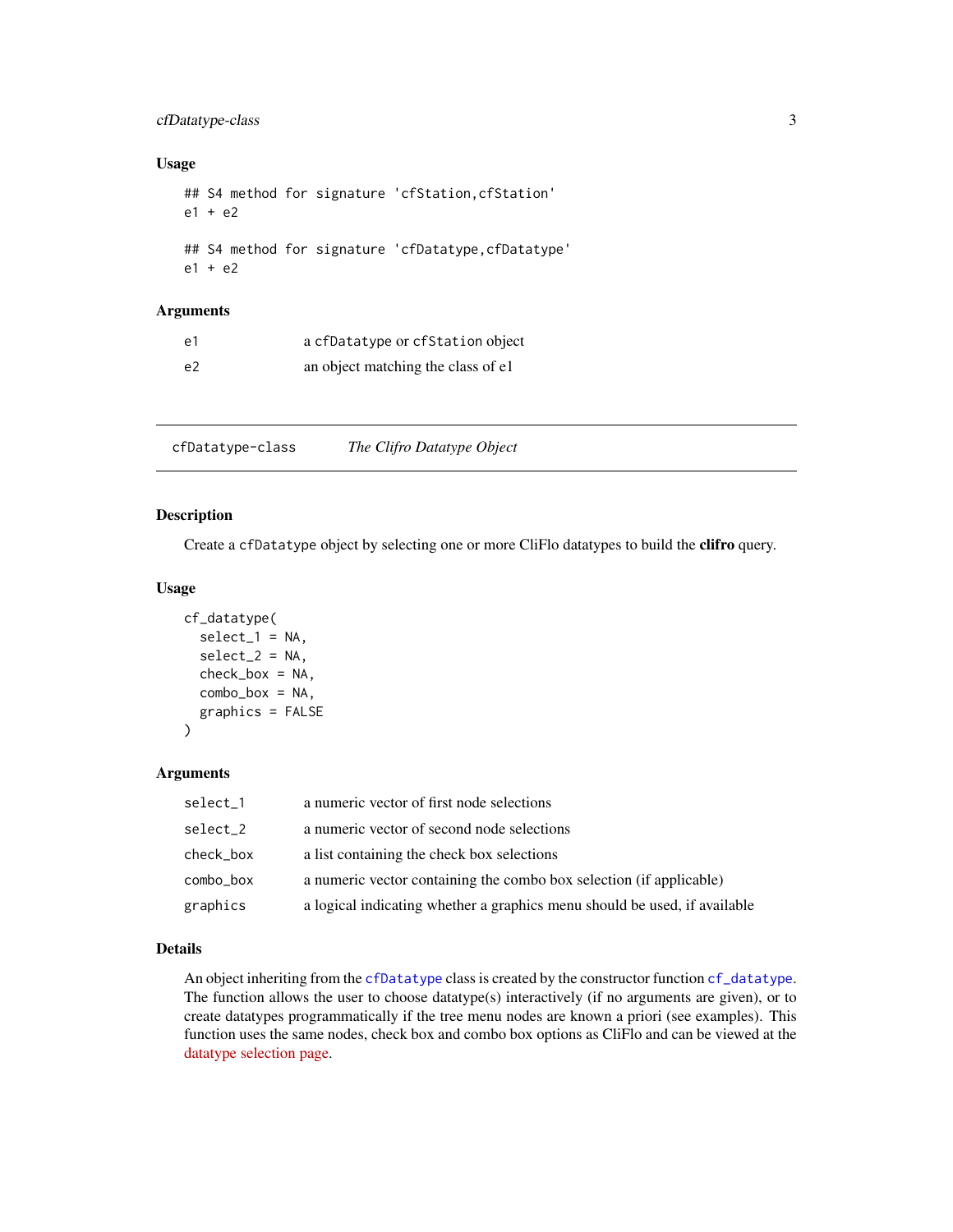### Usage

```
## S4 method for signature 'cfStation,cfStation'
e1 + e2

## S4 method for signature 'cfDatatype,cfDatatype'
e1 + e2
```

### Arguments

| | |
|---|---|
| e1 | a cfDatatype or cfStation object |
| e2 | an object matching the class of e1 |

---

## cfDatatype-class *The Clifro Datatype Object*

---

### Description

Create a `cfDatatype` object by selecting one or more CliFlo datatypes to build the **clifro** query.

### Usage

```
cf_datatype(
  select_1 = NA,
  select_2 = NA,
  check_box = NA,
  combo_box = NA,
  graphics = FALSE
)
```

### Arguments

| | |
|---|---|
| select_1 | a numeric vector of first node selections |
| select_2 | a numeric vector of second node selections |
| check_box | a list containing the check box selections |
| combo_box | a numeric vector containing the combo box selection (if applicable) |
| graphics | a logical indicating whether a graphics menu should be used, if available |

### Details

An object inheriting from the `cfDatatype` class is created by the constructor function `cf_datatype`. The function allows the user to choose datatype(s) interactively (if no arguments are given), or to create datatypes programmatically if the tree menu nodes are known a priori (see examples). This function uses the same nodes, check box and combo box options as CliFlo and can be viewed at the datatype selection page.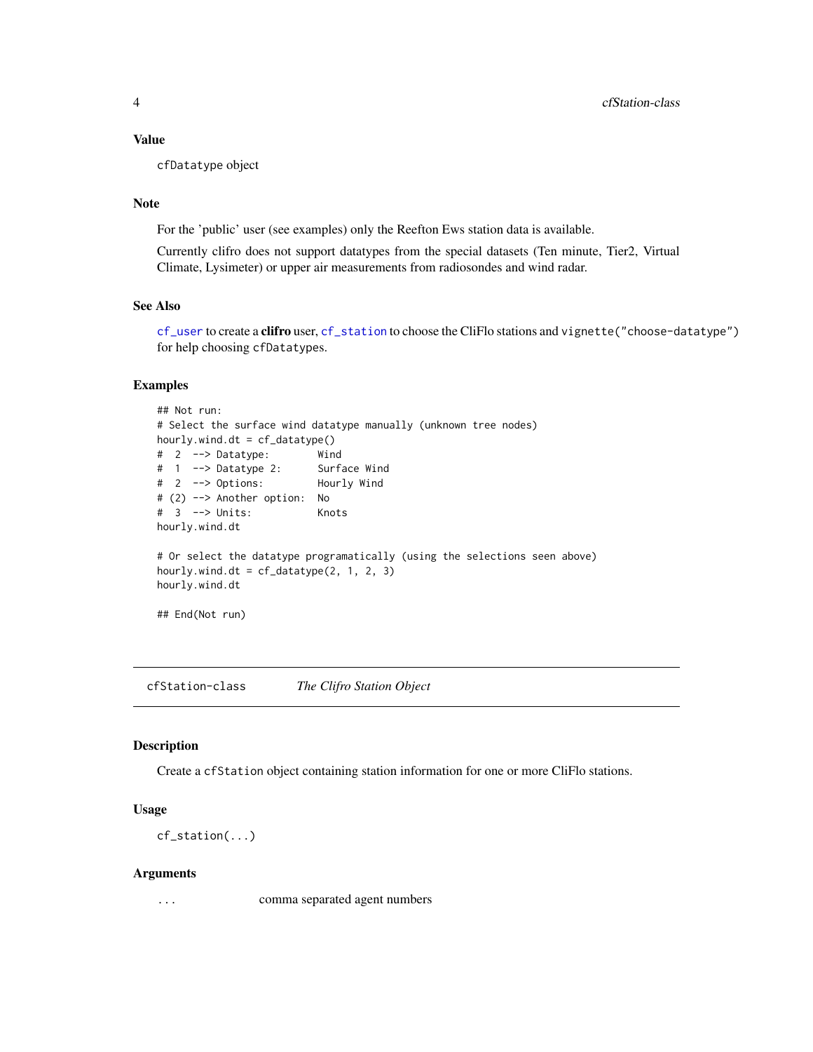### Value

cfDatatype object

### Note

For the 'public' user (see examples) only the Reefton Ews station data is available.

Currently clifro does not support datatypes from the special datasets (Ten minute, Tier2, Virtual Climate, Lysimeter) or upper air measurements from radiosondes and wind radar.

### See Also

cf_user to create a **clifro** user, cf_station to choose the CliFlo stations and vignette("choose-datatype") for help choosing cfDatatypes.

### Examples

```
## Not run:
# Select the surface wind datatype manually (unknown tree nodes)
hourly.wind.dt = cf_datatype()
#  2  --> Datatype:        Wind
#  1  --> Datatype 2:      Surface Wind
#  2  --> Options:         Hourly Wind
# (2) --> Another option:  No
#  3  --> Units:           Knots
hourly.wind.dt

# Or select the datatype programatically (using the selections seen above)
hourly.wind.dt = cf_datatype(2, 1, 2, 3)
hourly.wind.dt

## End(Not run)
```

---

## cfStation-class — *The Clifro Station Object*

### Description

Create a cfStation object containing station information for one or more CliFlo stations.

### Usage

```
cf_station(...)
```

### Arguments

| | |
|---|---|
| ... | comma separated agent numbers |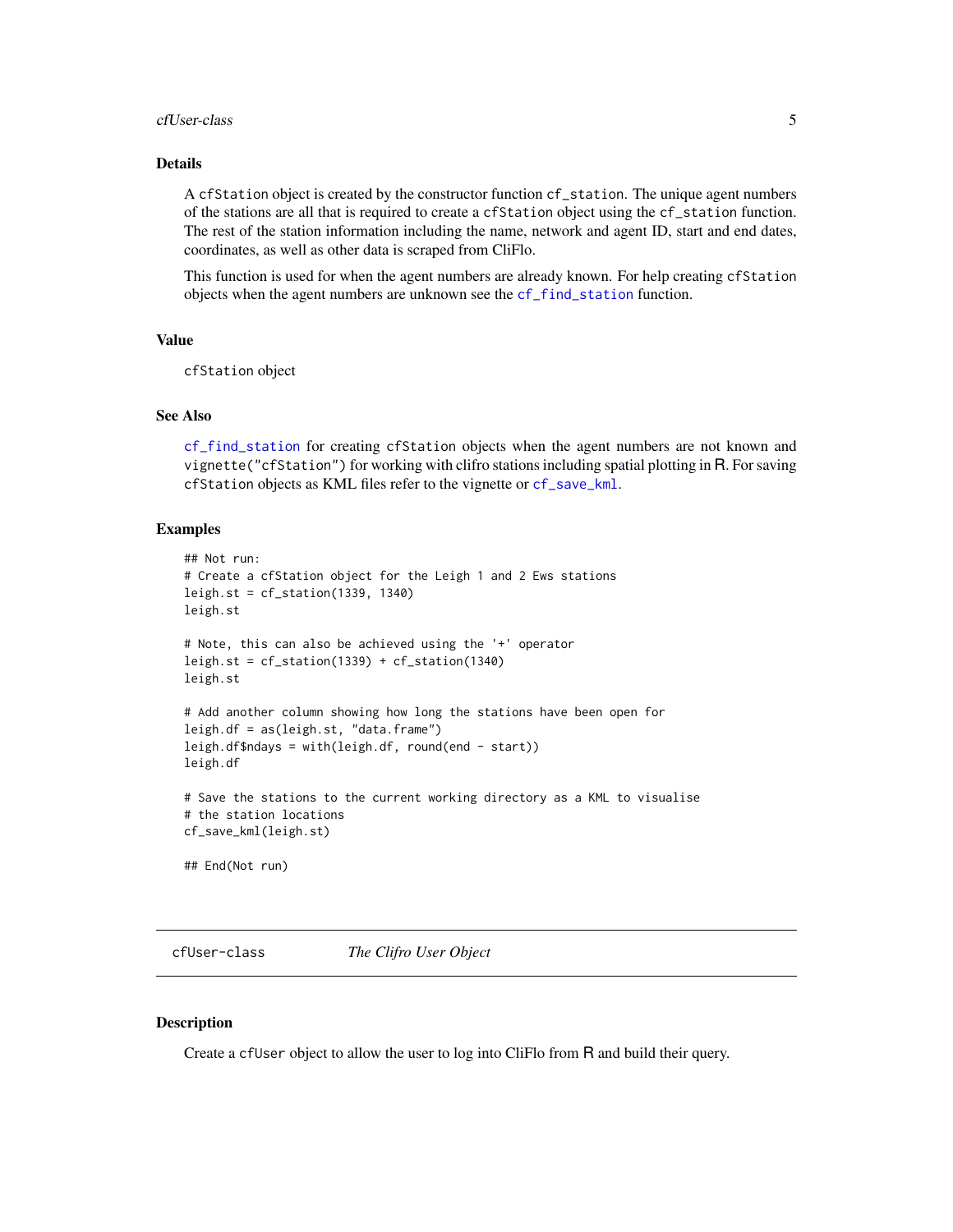## Details

A `cfStation` object is created by the constructor function `cf_station`. The unique agent numbers of the stations are all that is required to create a `cfStation` object using the `cf_station` function. The rest of the station information including the name, network and agent ID, start and end dates, coordinates, as well as other data is scraped from CliFlo.

This function is used for when the agent numbers are already known. For help creating `cfStation` objects when the agent numbers are unknown see the `cf_find_station` function.

## Value

`cfStation` object

## See Also

`cf_find_station` for creating `cfStation` objects when the agent numbers are not known and `vignette("cfStation")` for working with clifro stations including spatial plotting in R. For saving `cfStation` objects as KML files refer to the vignette or `cf_save_kml`.

## Examples

```
## Not run:
# Create a cfStation object for the Leigh 1 and 2 Ews stations
leigh.st = cf_station(1339, 1340)
leigh.st

# Note, this can also be achieved using the '+' operator
leigh.st = cf_station(1339) + cf_station(1340)
leigh.st

# Add another column showing how long the stations have been open for
leigh.df = as(leigh.st, "data.frame")
leigh.df$ndays = with(leigh.df, round(end - start))
leigh.df

# Save the stations to the current working directory as a KML to visualise
# the station locations
cf_save_kml(leigh.st)

## End(Not run)
```

---

# cfUser-class — *The Clifro User Object*

---

## Description

Create a `cfUser` object to allow the user to log into CliFlo from R and build their query.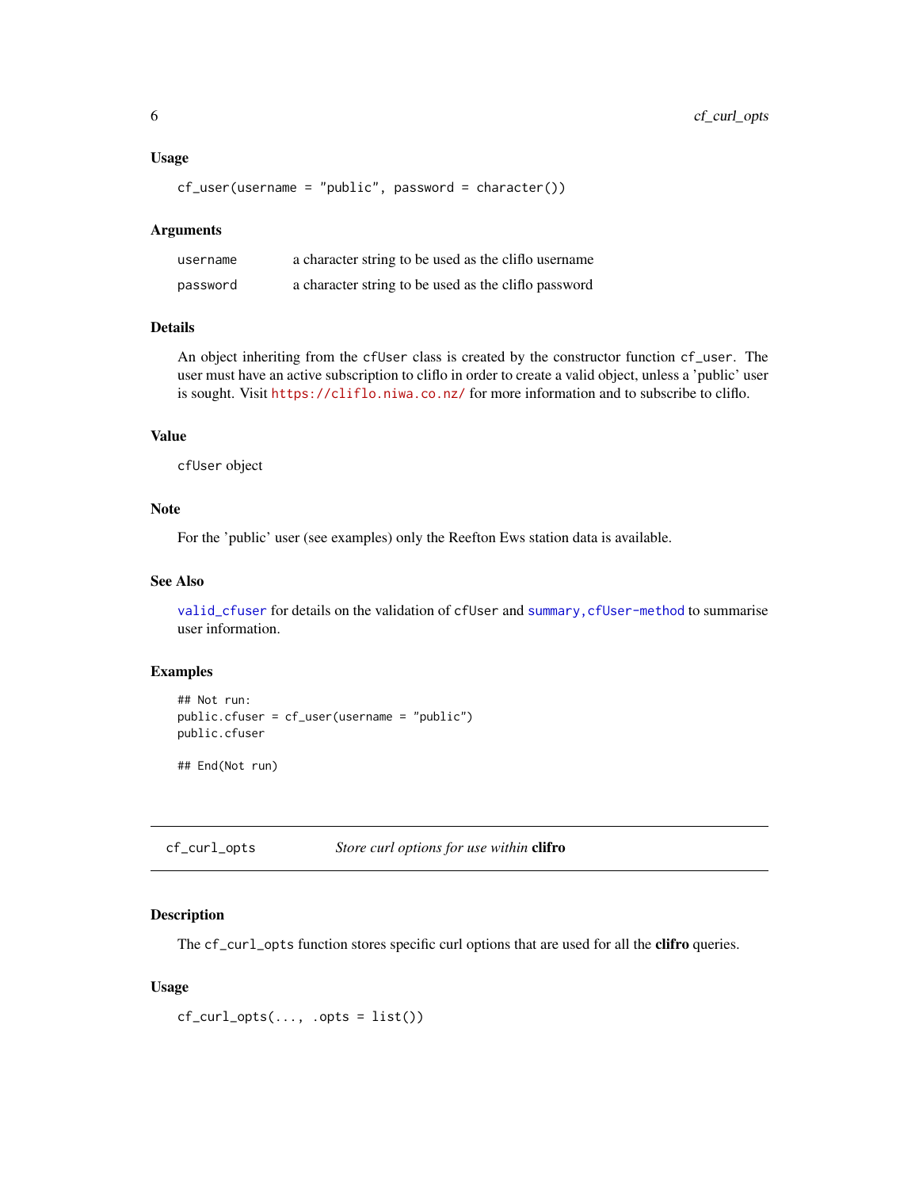### Usage

```
cf_user(username = "public", password = character())
```

### Arguments

| | |
|---|---|
| username | a character string to be used as the cliflo username |
| password | a character string to be used as the cliflo password |

### Details

An object inheriting from the cfUser class is created by the constructor function cf_user. The user must have an active subscription to cliflo in order to create a valid object, unless a 'public' user is sought. Visit https://cliflo.niwa.co.nz/ for more information and to subscribe to cliflo.

### Value

cfUser object

### Note

For the 'public' user (see examples) only the Reefton Ews station data is available.

### See Also

valid_cfuser for details on the validation of cfUser and summary,cfUser-method to summarise user information.

### Examples

```
## Not run:
public.cfuser = cf_user(username = "public")
public.cfuser

## End(Not run)
```

---

## cf_curl_opts — *Store curl options for use within* **clifro**

---

### Description

The cf_curl_opts function stores specific curl options that are used for all the **clifro** queries.

### Usage

```
cf_curl_opts(..., .opts = list())
```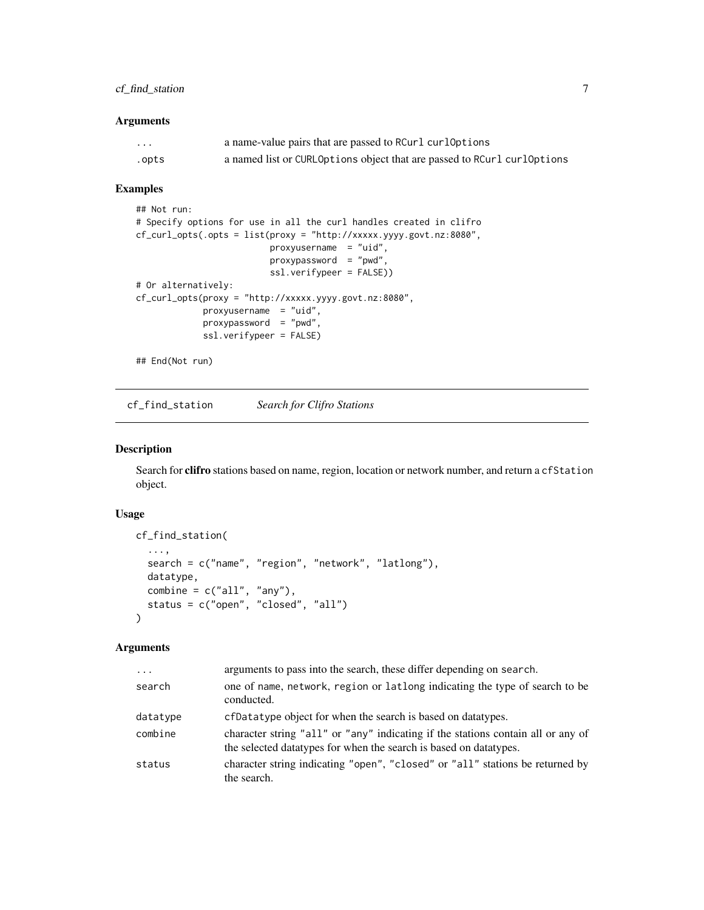### Arguments

| | |
|---|---|
| ... | a name-value pairs that are passed to RCurl curlOptions |
| .opts | a named list or CURLOptions object that are passed to RCurl curlOptions |

### Examples

```
## Not run:
# Specify options for use in all the curl handles created in clifro
cf_curl_opts(.opts = list(proxy = "http://xxxxx.yyyy.govt.nz:8080",
                          proxyusername  = "uid",
                          proxypassword  = "pwd",
                          ssl.verifypeer = FALSE))
# Or alternatively:
cf_curl_opts(proxy = "http://xxxxx.yyyy.govt.nz:8080",
             proxyusername  = "uid",
             proxypassword  = "pwd",
             ssl.verifypeer = FALSE)

## End(Not run)
```

---

## cf_find_station &nbsp;&nbsp;&nbsp; *Search for Clifro Stations*

---

### Description

Search for **clifro** stations based on name, region, location or network number, and return a cfStation object.

### Usage

```
cf_find_station(
  ...,
  search = c("name", "region", "network", "latlong"),
  datatype,
  combine = c("all", "any"),
  status = c("open", "closed", "all")
)
```

### Arguments

| | |
|---|---|
| ... | arguments to pass into the search, these differ depending on search. |
| search | one of name, network, region or latlong indicating the type of search to be conducted. |
| datatype | cfDatatype object for when the search is based on datatypes. |
| combine | character string "all" or "any" indicating if the stations contain all or any of the selected datatypes for when the search is based on datatypes. |
| status | character string indicating "open", "closed" or "all" stations be returned by the search. |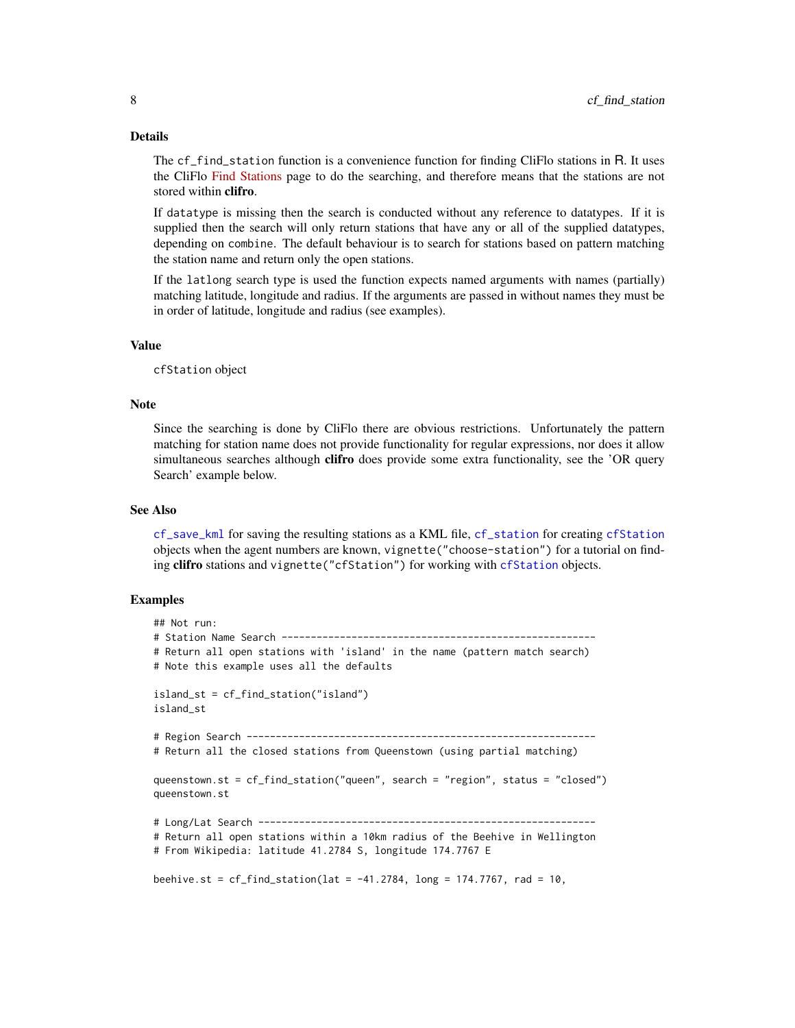## Details

The `cf_find_station` function is a convenience function for finding CliFlo stations in R. It uses the CliFlo Find Stations page to do the searching, and therefore means that the stations are not stored within **clifro**.

If `datatype` is missing then the search is conducted without any reference to datatypes. If it is supplied then the search will only return stations that have any or all of the supplied datatypes, depending on `combine`. The default behaviour is to search for stations based on pattern matching the station name and return only the open stations.

If the `latlong` search type is used the function expects named arguments with names (partially) matching latitude, longitude and radius. If the arguments are passed in without names they must be in order of latitude, longitude and radius (see examples).

## Value

`cfStation` object

## Note

Since the searching is done by CliFlo there are obvious restrictions. Unfortunately the pattern matching for station name does not provide functionality for regular expressions, nor does it allow simultaneous searches although **clifro** does provide some extra functionality, see the 'OR query Search' example below.

## See Also

`cf_save_kml` for saving the resulting stations as a KML file, `cf_station` for creating `cfStation` objects when the agent numbers are known, `vignette("choose-station")` for a tutorial on finding **clifro** stations and `vignette("cfStation")` for working with `cfStation` objects.

## Examples

```
## Not run:
# Station Name Search ------------------------------------------------------
# Return all open stations with 'island' in the name (pattern match search)
# Note this example uses all the defaults

island_st = cf_find_station("island")
island_st

# Region Search ------------------------------------------------------------
# Return all the closed stations from Queenstown (using partial matching)

queenstown.st = cf_find_station("queen", search = "region", status = "closed")
queenstown.st

# Long/Lat Search ----------------------------------------------------------
# Return all open stations within a 10km radius of the Beehive in Wellington
# From Wikipedia: latitude 41.2784 S, longitude 174.7767 E

beehive.st = cf_find_station(lat = -41.2784, long = 174.7767, rad = 10,
```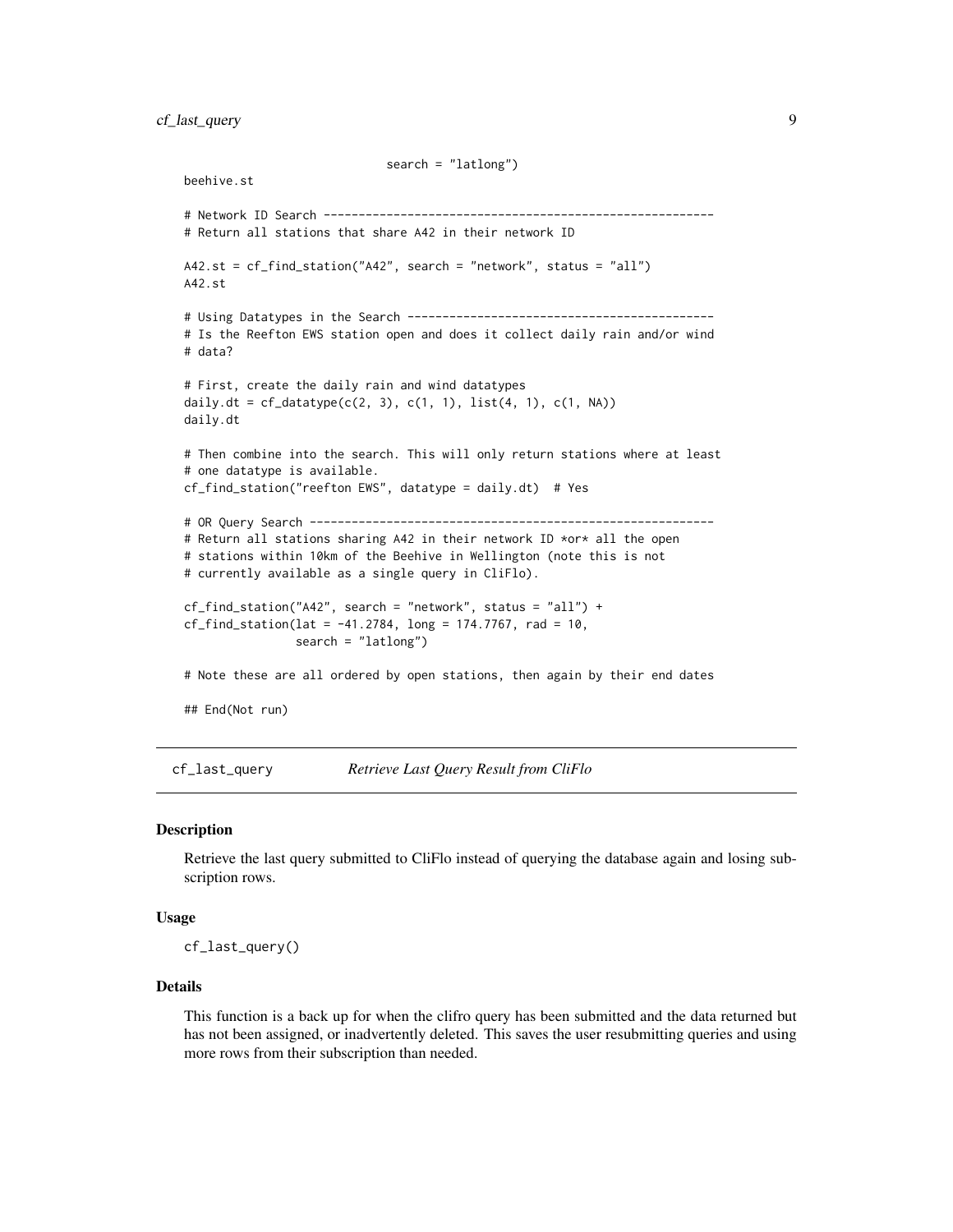```
                          search = "latlong")
beehive.st

# Network ID Search ---------------------------------------------------------
# Return all stations that share A42 in their network ID

A42.st = cf_find_station("A42", search = "network", status = "all")
A42.st

# Using Datatypes in the Search ---------------------------------------------
# Is the Reefton EWS station open and does it collect daily rain and/or wind
# data?

# First, create the daily rain and wind datatypes
daily.dt = cf_datatype(c(2, 3), c(1, 1), list(4, 1), c(1, NA))
daily.dt

# Then combine into the search. This will only return stations where at least
# one datatype is available.
cf_find_station("reefton EWS", datatype = daily.dt)  # Yes

# OR Query Search -----------------------------------------------------------
# Return all stations sharing A42 in their network ID *or* all the open
# stations within 10km of the Beehive in Wellington (note this is not
# currently available as a single query in CliFlo).

cf_find_station("A42", search = "network", status = "all") +
cf_find_station(lat = -41.2784, long = 174.7767, rad = 10,
                search = "latlong")

# Note these are all ordered by open stations, then again by their end dates

## End(Not run)
```

## cf_last_query — *Retrieve Last Query Result from CliFlo*

### Description

Retrieve the last query submitted to CliFlo instead of querying the database again and losing subscription rows.

### Usage

```
cf_last_query()
```

### Details

This function is a back up for when the clifro query has been submitted and the data returned but has not been assigned, or inadvertently deleted. This saves the user resubmitting queries and using more rows from their subscription than needed.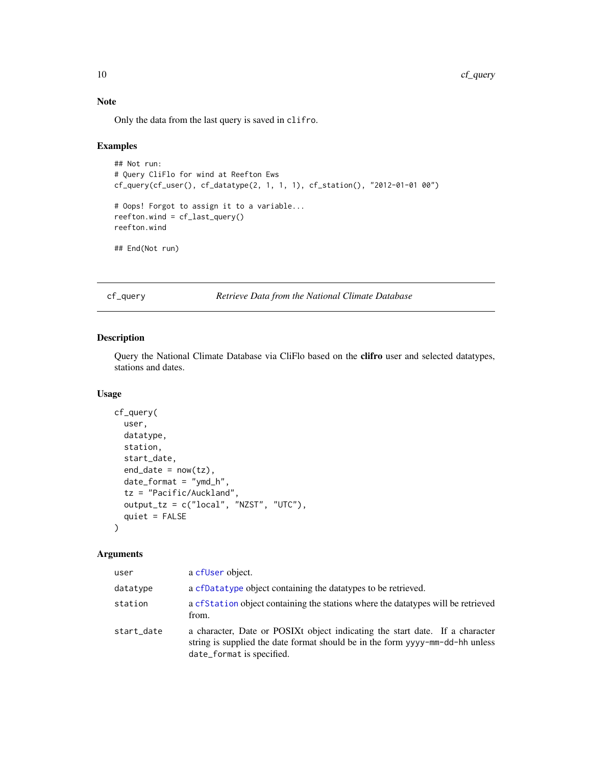### Note

Only the data from the last query is saved in `clifro`.

### Examples

```
## Not run:
# Query CliFlo for wind at Reefton Ews
cf_query(cf_user(), cf_datatype(2, 1, 1, 1), cf_station(), "2012-01-01 00")

# Oops! Forgot to assign it to a variable...
reefton.wind = cf_last_query()
reefton.wind

## End(Not run)
```

---

## cf_query — *Retrieve Data from the National Climate Database*

### Description

Query the National Climate Database via CliFlo based on the **clifro** user and selected datatypes, stations and dates.

### Usage

```
cf_query(
  user,
  datatype,
  station,
  start_date,
  end_date = now(tz),
  date_format = "ymd_h",
  tz = "Pacific/Auckland",
  output_tz = c("local", "NZST", "UTC"),
  quiet = FALSE
)
```

### Arguments

| | |
|---|---|
| `user` | a `cfUser` object. |
| `datatype` | a `cfDatatype` object containing the datatypes to be retrieved. |
| `station` | a `cfStation` object containing the stations where the datatypes will be retrieved from. |
| `start_date` | a character, Date or POSIXt object indicating the start date. If a character string is supplied the date format should be in the form `yyyy-mm-dd-hh` unless `date_format` is specified. |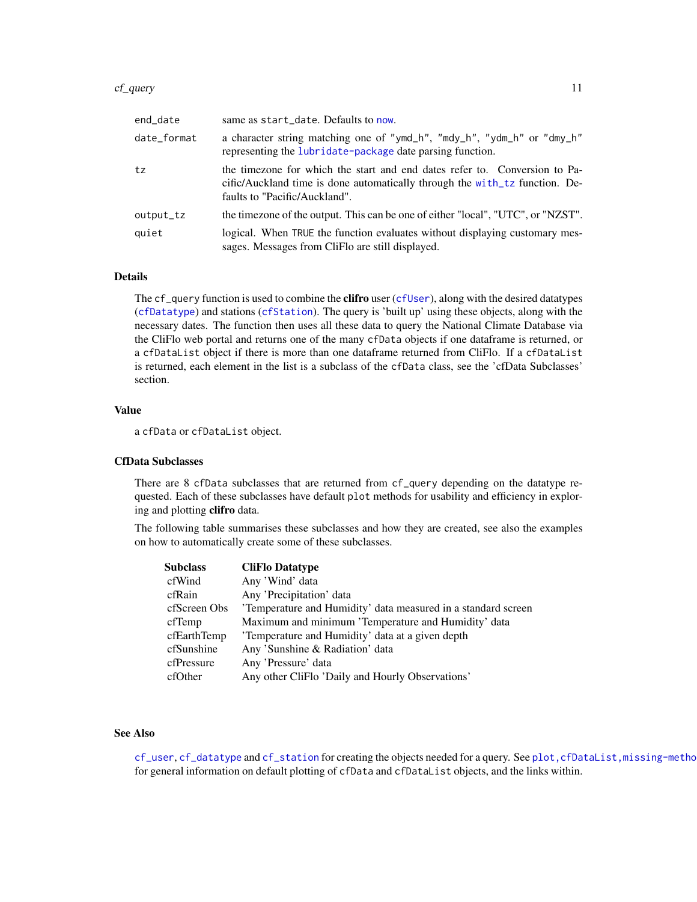| | |
|---|---|
| end_date | same as start_date. Defaults to now. |
| date_format | a character string matching one of "ymd_h", "mdy_h", "ydm_h" or "dmy_h" representing the lubridate-package date parsing function. |
| tz | the timezone for which the start and end dates refer to. Conversion to Pacific/Auckland time is done automatically through the with_tz function. Defaults to "Pacific/Auckland". |
| output_tz | the timezone of the output. This can be one of either "local", "UTC", or "NZST". |
| quiet | logical. When TRUE the function evaluates without displaying customary messages. Messages from CliFlo are still displayed. |

## Details

The cf_query function is used to combine the **clifro** user (cfUser), along with the desired datatypes (cfDatatype) and stations (cfStation). The query is 'built up' using these objects, along with the necessary dates. The function then uses all these data to query the National Climate Database via the CliFlo web portal and returns one of the many cfData objects if one dataframe is returned, or a cfDataList object if there is more than one dataframe returned from CliFlo. If a cfDataList is returned, each element in the list is a subclass of the cfData class, see the 'cfData Subclasses' section.

## Value

a cfData or cfDataList object.

## CfData Subclasses

There are 8 cfData subclasses that are returned from cf_query depending on the datatype requested. Each of these subclasses have default plot methods for usability and efficiency in exploring and plotting **clifro** data.

The following table summarises these subclasses and how they are created, see also the examples on how to automatically create some of these subclasses.

| Subclass | CliFlo Datatype |
|---|---|
| cfWind | Any 'Wind' data |
| cfRain | Any 'Precipitation' data |
| cfScreen Obs | 'Temperature and Humidity' data measured in a standard screen |
| cfTemp | Maximum and minimum 'Temperature and Humidity' data |
| cfEarthTemp | 'Temperature and Humidity' data at a given depth |
| cfSunshine | Any 'Sunshine & Radiation' data |
| cfPressure | Any 'Pressure' data |
| cfOther | Any other CliFlo 'Daily and Hourly Observations' |

## See Also

cf_user, cf_datatype and cf_station for creating the objects needed for a query. See plot,cfDataList,missing-metho for general information on default plotting of cfData and cfDataList objects, and the links within.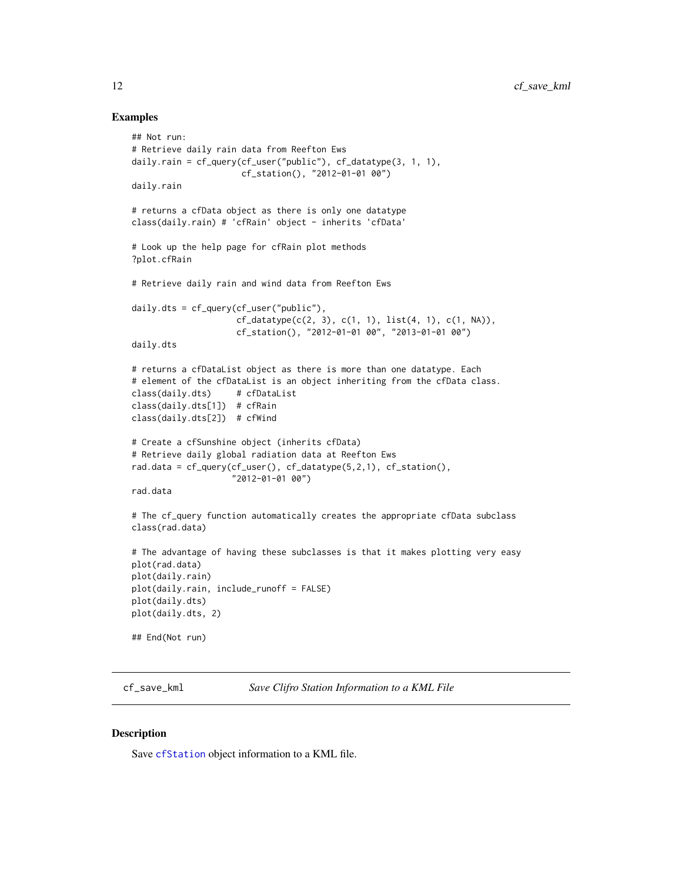### Examples

```
## Not run:
# Retrieve daily rain data from Reefton Ews
daily.rain = cf_query(cf_user("public"), cf_datatype(3, 1, 1),
                      cf_station(), "2012-01-01 00")
daily.rain

# returns a cfData object as there is only one datatype
class(daily.rain) # 'cfRain' object - inherits 'cfData'

# Look up the help page for cfRain plot methods
?plot.cfRain

# Retrieve daily rain and wind data from Reefton Ews

daily.dts = cf_query(cf_user("public"),
                     cf_datatype(c(2, 3), c(1, 1), list(4, 1), c(1, NA)),
                     cf_station(), "2012-01-01 00", "2013-01-01 00")
daily.dts

# returns a cfDataList object as there is more than one datatype. Each
# element of the cfDataList is an object inheriting from the cfData class.
class(daily.dts)     # cfDataList
class(daily.dts[1])  # cfRain
class(daily.dts[2])  # cfWind

# Create a cfSunshine object (inherits cfData)
# Retrieve daily global radiation data at Reefton Ews
rad.data = cf_query(cf_user(), cf_datatype(5,2,1), cf_station(),
                    "2012-01-01 00")
rad.data

# The cf_query function automatically creates the appropriate cfData subclass
class(rad.data)

# The advantage of having these subclasses is that it makes plotting very easy
plot(rad.data)
plot(daily.rain)
plot(daily.rain, include_runoff = FALSE)
plot(daily.dts)
plot(daily.dts, 2)

## End(Not run)
```

---

## cf_save_kml — *Save Clifro Station Information to a KML File*

### Description

Save cfStation object information to a KML file.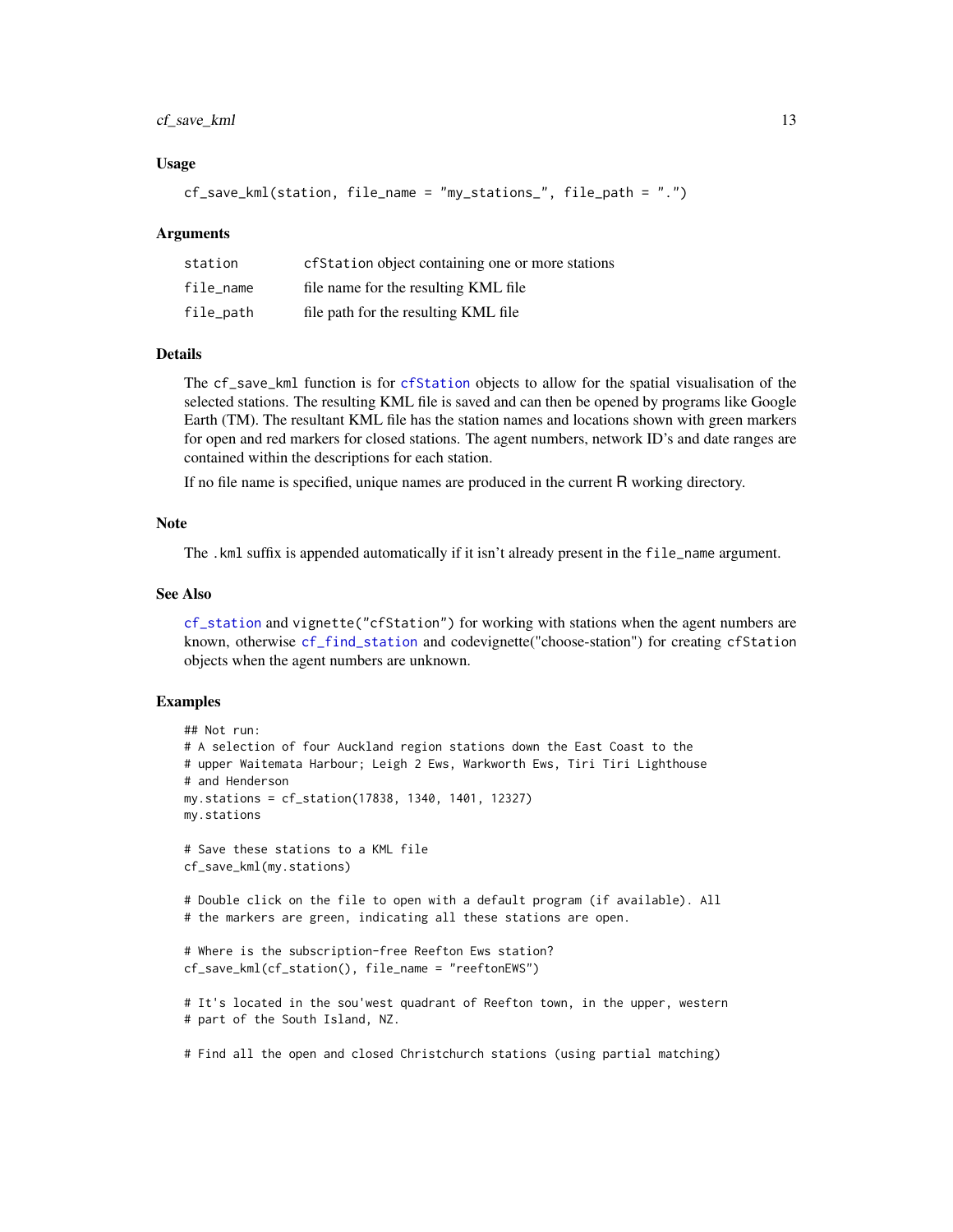### Usage

```
cf_save_kml(station, file_name = "my_stations_", file_path = ".")
```

### Arguments

| | |
|---|---|
| station | cfStation object containing one or more stations |
| file_name | file name for the resulting KML file |
| file_path | file path for the resulting KML file |

### Details

The cf_save_kml function is for cfStation objects to allow for the spatial visualisation of the selected stations. The resulting KML file is saved and can then be opened by programs like Google Earth (TM). The resultant KML file has the station names and locations shown with green markers for open and red markers for closed stations. The agent numbers, network ID's and date ranges are contained within the descriptions for each station.

If no file name is specified, unique names are produced in the current R working directory.

### Note

The .kml suffix is appended automatically if it isn't already present in the file_name argument.

### See Also

cf_station and vignette("cfStation") for working with stations when the agent numbers are known, otherwise cf_find_station and codevignette("choose-station") for creating cfStation objects when the agent numbers are unknown.

### Examples

```
## Not run:
# A selection of four Auckland region stations down the East Coast to the
# upper Waitemata Harbour; Leigh 2 Ews, Warkworth Ews, Tiri Tiri Lighthouse
# and Henderson
my.stations = cf_station(17838, 1340, 1401, 12327)
my.stations

# Save these stations to a KML file
cf_save_kml(my.stations)

# Double click on the file to open with a default program (if available). All
# the markers are green, indicating all these stations are open.

# Where is the subscription-free Reefton Ews station?
cf_save_kml(cf_station(), file_name = "reeftonEWS")

# It's located in the sou'west quadrant of Reefton town, in the upper, western
# part of the South Island, NZ.

# Find all the open and closed Christchurch stations (using partial matching)
```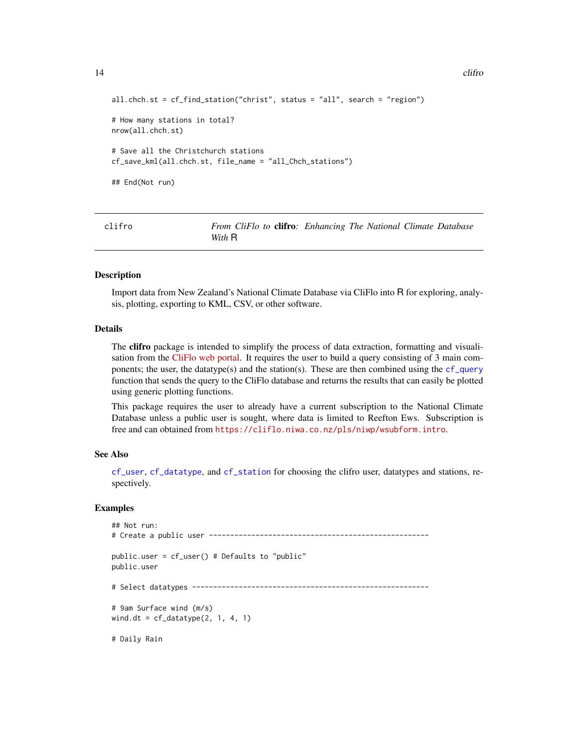```
all.chch.st = cf_find_station("christ", status = "all", search = "region")

# How many stations in total?
nrow(all.chch.st)

# Save all the Christchurch stations
cf_save_kml(all.chch.st, file_name = "all_Chch_stations")

## End(Not run)
```

---

## clifro — *From CliFlo to* **clifro***: Enhancing The National Climate Database With* R

### Description

Import data from New Zealand's National Climate Database via CliFlo into R for exploring, analysis, plotting, exporting to KML, CSV, or other software.

### Details

The **clifro** package is intended to simplify the process of data extraction, formatting and visualisation from the CliFlo web portal. It requires the user to build a query consisting of 3 main components; the user, the datatype(s) and the station(s). These are then combined using the `cf_query` function that sends the query to the CliFlo database and returns the results that can easily be plotted using generic plotting functions.

This package requires the user to already have a current subscription to the National Climate Database unless a public user is sought, where data is limited to Reefton Ews. Subscription is free and can obtained from `https://cliflo.niwa.co.nz/pls/niwp/wsubform.intro`.

### See Also

`cf_user`, `cf_datatype`, and `cf_station` for choosing the clifro user, datatypes and stations, respectively.

### Examples

```
## Not run:
# Create a public user ----------------------------------------------------

public.user = cf_user() # Defaults to "public"
public.user

# Select datatypes --------------------------------------------------------

# 9am Surface wind (m/s)
wind.dt = cf_datatype(2, 1, 4, 1)

# Daily Rain
```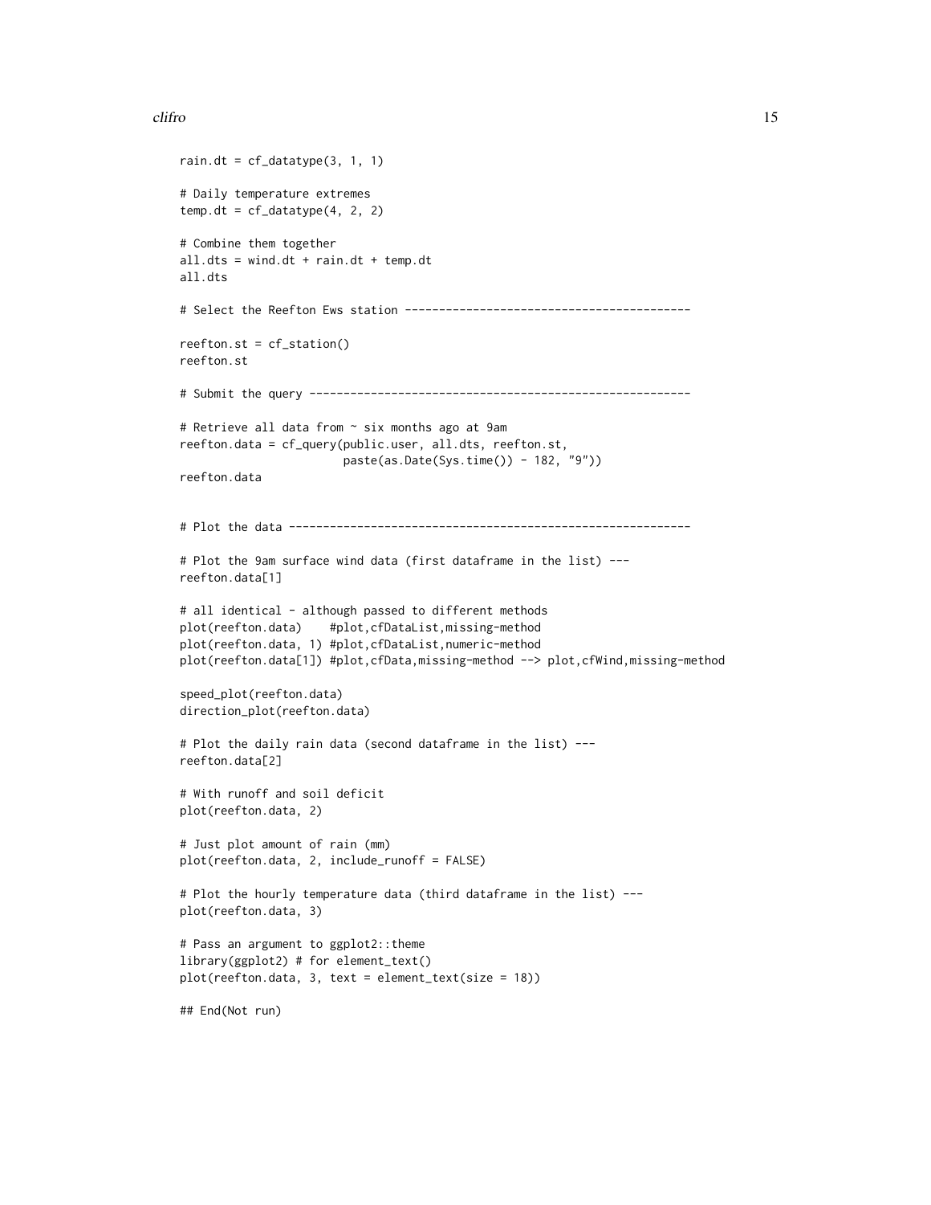```
rain.dt = cf_datatype(3, 1, 1)

# Daily temperature extremes
temp.dt = cf_datatype(4, 2, 2)

# Combine them together
all.dts = wind.dt + rain.dt + temp.dt
all.dts

# Select the Reefton Ews station -----------------------------------------

reefton.st = cf_station()
reefton.st

# Submit the query -------------------------------------------------------

# Retrieve all data from ~ six months ago at 9am
reefton.data = cf_query(public.user, all.dts, reefton.st,
                        paste(as.Date(Sys.time()) - 182, "9"))
reefton.data


# Plot the data ----------------------------------------------------------

# Plot the 9am surface wind data (first dataframe in the list) ---
reefton.data[1]

# all identical - although passed to different methods
plot(reefton.data)    #plot,cfDataList,missing-method
plot(reefton.data, 1) #plot,cfDataList,numeric-method
plot(reefton.data[1]) #plot,cfData,missing-method --> plot,cfWind,missing-method

speed_plot(reefton.data)
direction_plot(reefton.data)

# Plot the daily rain data (second dataframe in the list) ---
reefton.data[2]

# With runoff and soil deficit
plot(reefton.data, 2)

# Just plot amount of rain (mm)
plot(reefton.data, 2, include_runoff = FALSE)

# Plot the hourly temperature data (third dataframe in the list) ---
plot(reefton.data, 3)

# Pass an argument to ggplot2::theme
library(ggplot2) # for element_text()
plot(reefton.data, 3, text = element_text(size = 18))

## End(Not run)
```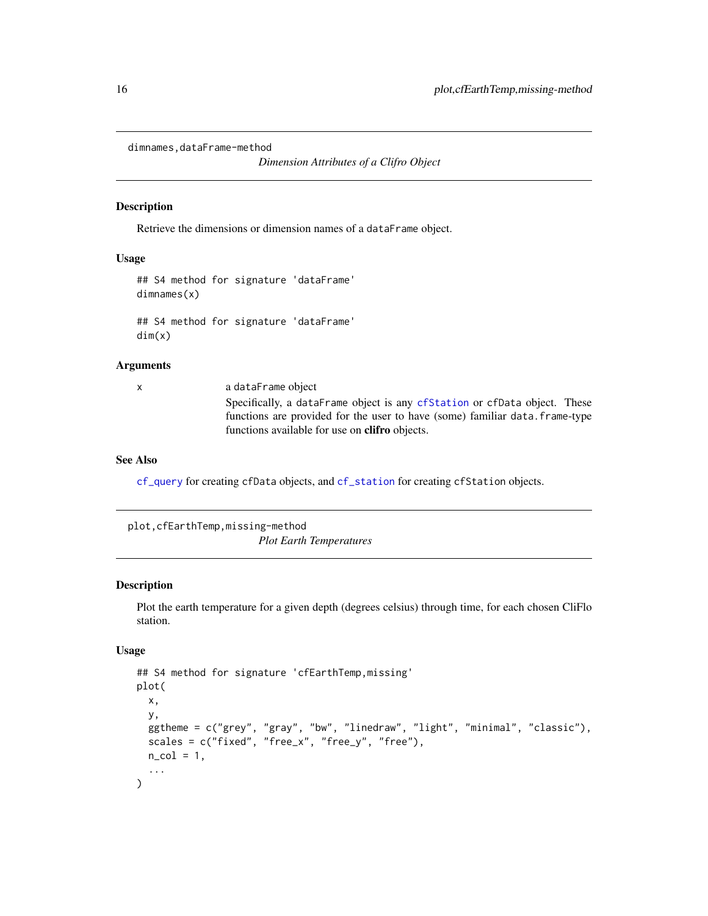## dimnames,dataFrame-method

*Dimension Attributes of a Clifro Object*

### Description

Retrieve the dimensions or dimension names of a `dataFrame` object.

### Usage

```
## S4 method for signature 'dataFrame'
dimnames(x)

## S4 method for signature 'dataFrame'
dim(x)
```

### Arguments

| | |
|---|---|
| x | a `dataFrame` object<br>Specifically, a `dataFrame` object is any `cfStation` or `cfData` object. These functions are provided for the user to have (some) familiar `data.frame`-type functions available for use on **clifro** objects. |

### See Also

`cf_query` for creating `cfData` objects, and `cf_station` for creating `cfStation` objects.

## plot,cfEarthTemp,missing-method

*Plot Earth Temperatures*

### Description

Plot the earth temperature for a given depth (degrees celsius) through time, for each chosen CliFlo station.

### Usage

```
## S4 method for signature 'cfEarthTemp,missing'
plot(
  x,
  y,
  ggtheme = c("grey", "gray", "bw", "linedraw", "light", "minimal", "classic"),
  scales = c("fixed", "free_x", "free_y", "free"),
  n_col = 1,
  ...
)
```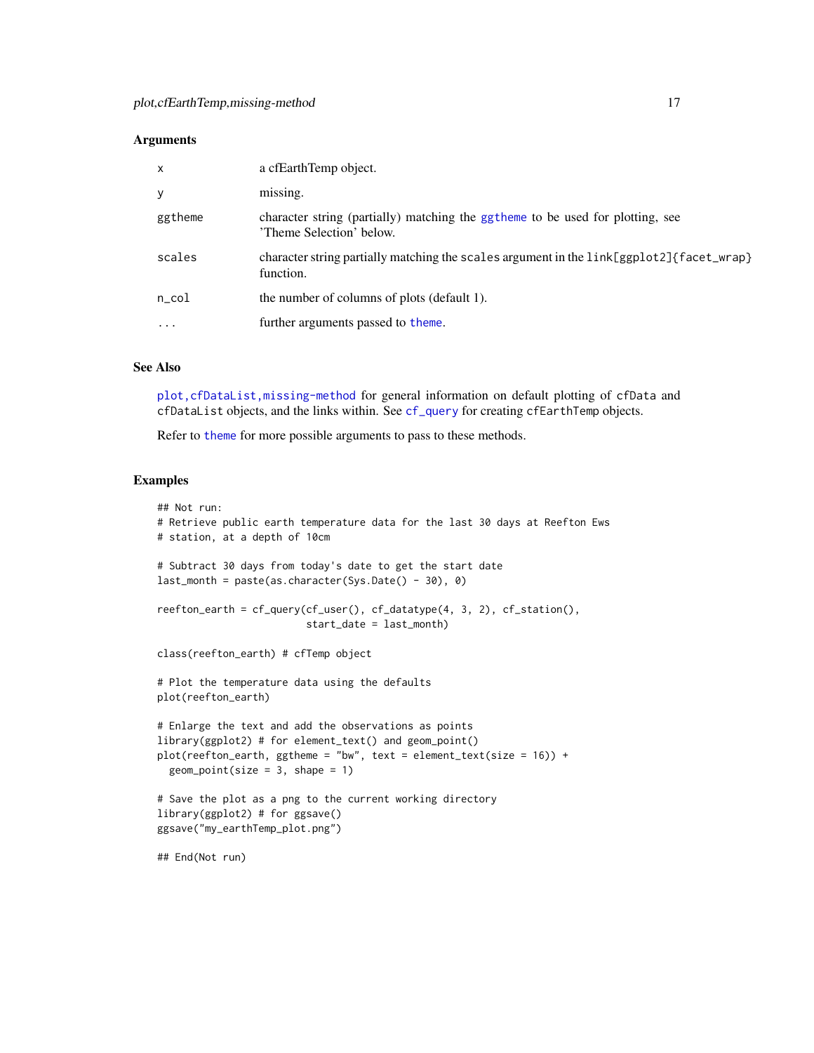### Arguments

| | |
|---|---|
| x | a cfEarthTemp object. |
| y | missing. |
| ggtheme | character string (partially) matching the ggtheme to be used for plotting, see 'Theme Selection' below. |
| scales | character string partially matching the scales argument in the link[ggplot2]{facet_wrap} function. |
| n_col | the number of columns of plots (default 1). |
| ... | further arguments passed to theme. |

### See Also

plot,cfDataList,missing-method for general information on default plotting of cfData and cfDataList objects, and the links within. See cf_query for creating cfEarthTemp objects.

Refer to theme for more possible arguments to pass to these methods.

### Examples

```
## Not run:
# Retrieve public earth temperature data for the last 30 days at Reefton Ews
# station, at a depth of 10cm

# Subtract 30 days from today's date to get the start date
last_month = paste(as.character(Sys.Date() - 30), 0)

reefton_earth = cf_query(cf_user(), cf_datatype(4, 3, 2), cf_station(),
                         start_date = last_month)

class(reefton_earth) # cfTemp object

# Plot the temperature data using the defaults
plot(reefton_earth)

# Enlarge the text and add the observations as points
library(ggplot2) # for element_text() and geom_point()
plot(reefton_earth, ggtheme = "bw", text = element_text(size = 16)) +
  geom_point(size = 3, shape = 1)

# Save the plot as a png to the current working directory
library(ggplot2) # for ggsave()
ggsave("my_earthTemp_plot.png")

## End(Not run)
```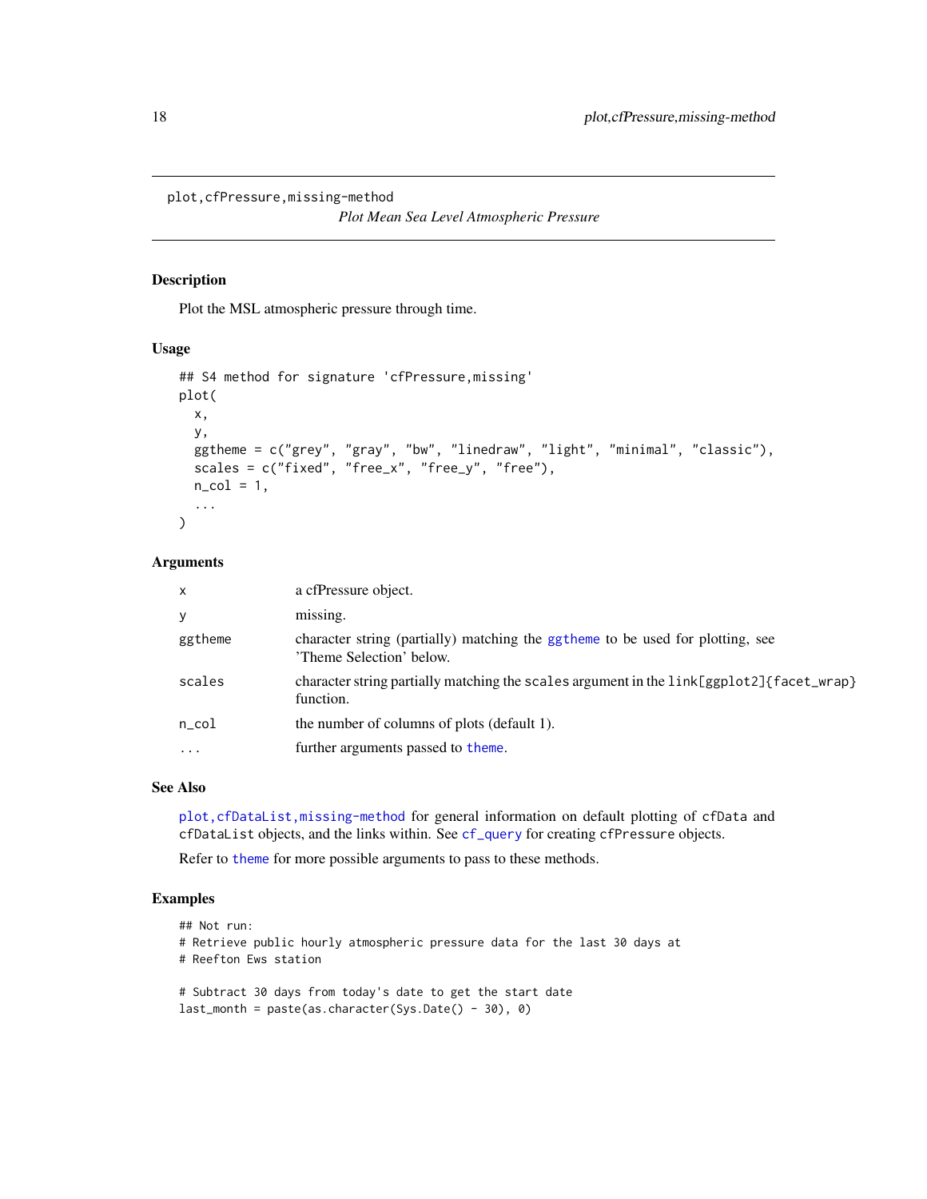plot,cfPressure,missing-method

*Plot Mean Sea Level Atmospheric Pressure*

## Description

Plot the MSL atmospheric pressure through time.

## Usage

```
## S4 method for signature 'cfPressure,missing'
plot(
  x,
  y,
  ggtheme = c("grey", "gray", "bw", "linedraw", "light", "minimal", "classic"),
  scales = c("fixed", "free_x", "free_y", "free"),
  n_col = 1,
  ...
)
```

## Arguments

| | |
|---|---|
| x | a cfPressure object. |
| y | missing. |
| ggtheme | character string (partially) matching the ggtheme to be used for plotting, see 'Theme Selection' below. |
| scales | character string partially matching the scales argument in the link[ggplot2]{facet_wrap} function. |
| n_col | the number of columns of plots (default 1). |
| ... | further arguments passed to theme. |

## See Also

plot,cfDataList,missing-method for general information on default plotting of cfData and cfDataList objects, and the links within. See cf_query for creating cfPressure objects.

Refer to theme for more possible arguments to pass to these methods.

## Examples

```
## Not run:
# Retrieve public hourly atmospheric pressure data for the last 30 days at
# Reefton Ews station

# Subtract 30 days from today's date to get the start date
last_month = paste(as.character(Sys.Date() - 30), 0)
```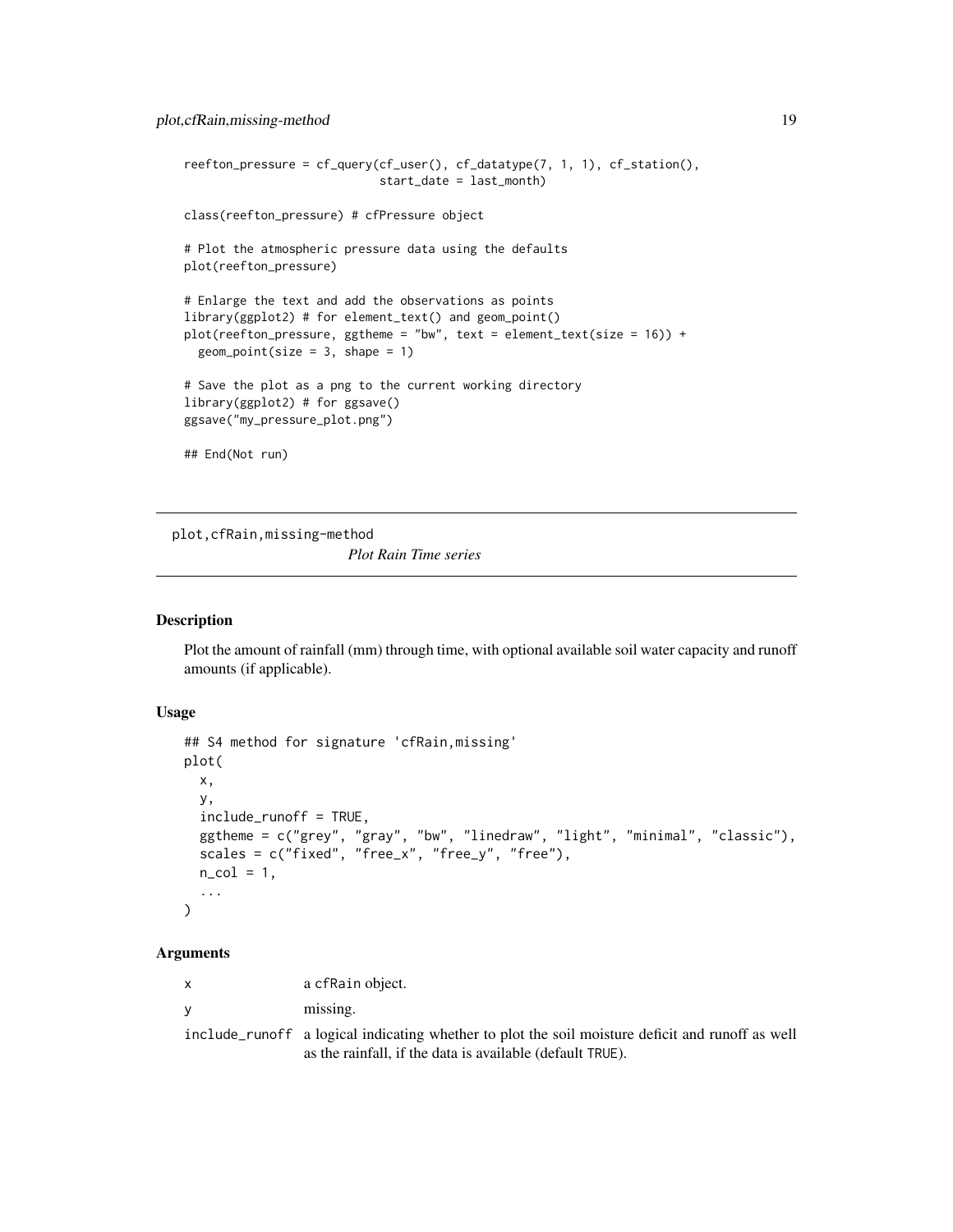```
reefton_pressure = cf_query(cf_user(), cf_datatype(7, 1, 1), cf_station(),
                            start_date = last_month)

class(reefton_pressure) # cfPressure object

# Plot the atmospheric pressure data using the defaults
plot(reefton_pressure)

# Enlarge the text and add the observations as points
library(ggplot2) # for element_text() and geom_point()
plot(reefton_pressure, ggtheme = "bw", text = element_text(size = 16)) +
  geom_point(size = 3, shape = 1)

# Save the plot as a png to the current working directory
library(ggplot2) # for ggsave()
ggsave("my_pressure_plot.png")

## End(Not run)
```

## plot,cfRain,missing-method

*Plot Rain Time series*

### Description

Plot the amount of rainfall (mm) through time, with optional available soil water capacity and runoff amounts (if applicable).

### Usage

```
## S4 method for signature 'cfRain,missing'
plot(
  x,
  y,
  include_runoff = TRUE,
  ggtheme = c("grey", "gray", "bw", "linedraw", "light", "minimal", "classic"),
  scales = c("fixed", "free_x", "free_y", "free"),
  n_col = 1,
  ...
)
```

### Arguments

| | |
|---|---|
| x | a cfRain object. |
| y | missing. |
| include_runoff | a logical indicating whether to plot the soil moisture deficit and runoff as well as the rainfall, if the data is available (default TRUE). |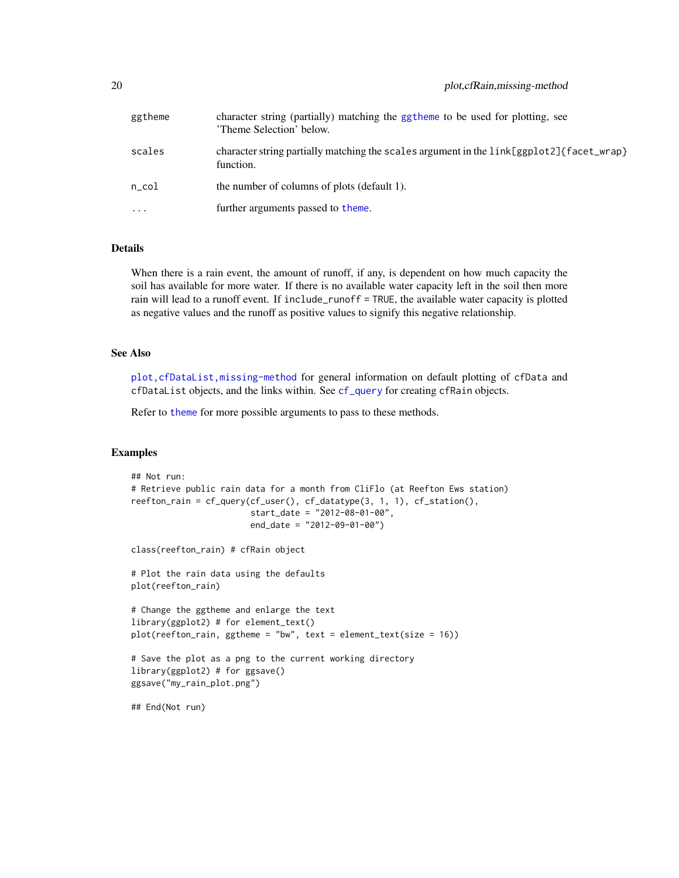| | |
|---|---|
| ggtheme | character string (partially) matching the ggtheme to be used for plotting, see 'Theme Selection' below. |
| scales | character string partially matching the scales argument in the link[ggplot2]{facet_wrap} function. |
| n_col | the number of columns of plots (default 1). |
| ... | further arguments passed to theme. |

## Details

When there is a rain event, the amount of runoff, if any, is dependent on how much capacity the soil has available for more water. If there is no available water capacity left in the soil then more rain will lead to a runoff event. If include_runoff = TRUE, the available water capacity is plotted as negative values and the runoff as positive values to signify this negative relationship.

## See Also

plot,cfDataList,missing-method for general information on default plotting of cfData and cfDataList objects, and the links within. See cf_query for creating cfRain objects.

Refer to theme for more possible arguments to pass to these methods.

## Examples

```
## Not run:
# Retrieve public rain data for a month from CliFlo (at Reefton Ews station)
reefton_rain = cf_query(cf_user(), cf_datatype(3, 1, 1), cf_station(),
                        start_date = "2012-08-01-00",
                        end_date = "2012-09-01-00")

class(reefton_rain) # cfRain object

# Plot the rain data using the defaults
plot(reefton_rain)

# Change the ggtheme and enlarge the text
library(ggplot2) # for element_text()
plot(reefton_rain, ggtheme = "bw", text = element_text(size = 16))

# Save the plot as a png to the current working directory
library(ggplot2) # for ggsave()
ggsave("my_rain_plot.png")

## End(Not run)
```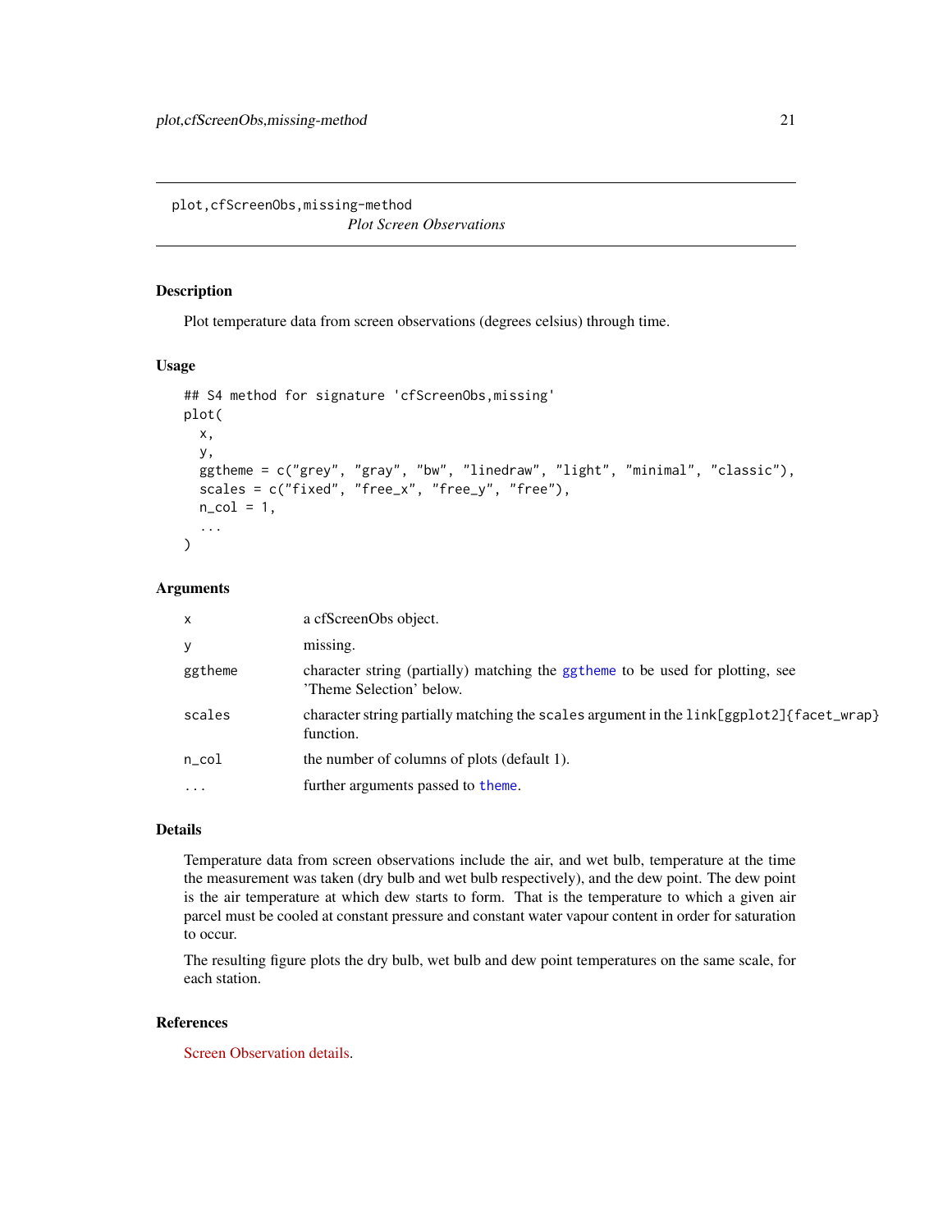# plot,cfScreenObs,missing-method

*Plot Screen Observations*

## Description

Plot temperature data from screen observations (degrees celsius) through time.

## Usage

```
## S4 method for signature 'cfScreenObs,missing'
plot(
  x,
  y,
  ggtheme = c("grey", "gray", "bw", "linedraw", "light", "minimal", "classic"),
  scales = c("fixed", "free_x", "free_y", "free"),
  n_col = 1,
  ...
)
```

## Arguments

| | |
|---|---|
| `x` | a cfScreenObs object. |
| `y` | missing. |
| `ggtheme` | character string (partially) matching the ggtheme to be used for plotting, see 'Theme Selection' below. |
| `scales` | character string partially matching the `scales` argument in the `link[ggplot2]{facet_wrap}` function. |
| `n_col` | the number of columns of plots (default 1). |
| `...` | further arguments passed to theme. |

## Details

Temperature data from screen observations include the air, and wet bulb, temperature at the time the measurement was taken (dry bulb and wet bulb respectively), and the dew point. The dew point is the air temperature at which dew starts to form. That is the temperature to which a given air parcel must be cooled at constant pressure and constant water vapour content in order for saturation to occur.

The resulting figure plots the dry bulb, wet bulb and dew point temperatures on the same scale, for each station.

## References

Screen Observation details.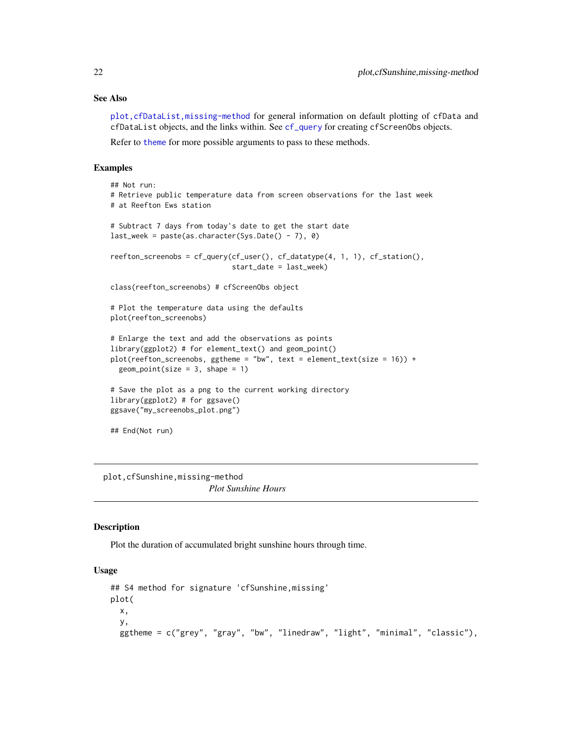## See Also

plot,cfDataList,missing-method for general information on default plotting of cfData and cfDataList objects, and the links within. See cf_query for creating cfScreenObs objects.

Refer to theme for more possible arguments to pass to these methods.

## Examples

```
## Not run:
# Retrieve public temperature data from screen observations for the last week
# at Reefton Ews station

# Subtract 7 days from today's date to get the start date
last_week = paste(as.character(Sys.Date() - 7), 0)

reefton_screenobs = cf_query(cf_user(), cf_datatype(4, 1, 1), cf_station(),
                             start_date = last_week)

class(reefton_screenobs) # cfScreenObs object

# Plot the temperature data using the defaults
plot(reefton_screenobs)

# Enlarge the text and add the observations as points
library(ggplot2) # for element_text() and geom_point()
plot(reefton_screenobs, ggtheme = "bw", text = element_text(size = 16)) +
  geom_point(size = 3, shape = 1)

# Save the plot as a png to the current working directory
library(ggplot2) # for ggsave()
ggsave("my_screenobs_plot.png")

## End(Not run)
```

---

# plot,cfSunshine,missing-method

*Plot Sunshine Hours*

---

## Description

Plot the duration of accumulated bright sunshine hours through time.

## Usage

```
## S4 method for signature 'cfSunshine,missing'
plot(
  x,
  y,
  ggtheme = c("grey", "gray", "bw", "linedraw", "light", "minimal", "classic"),
```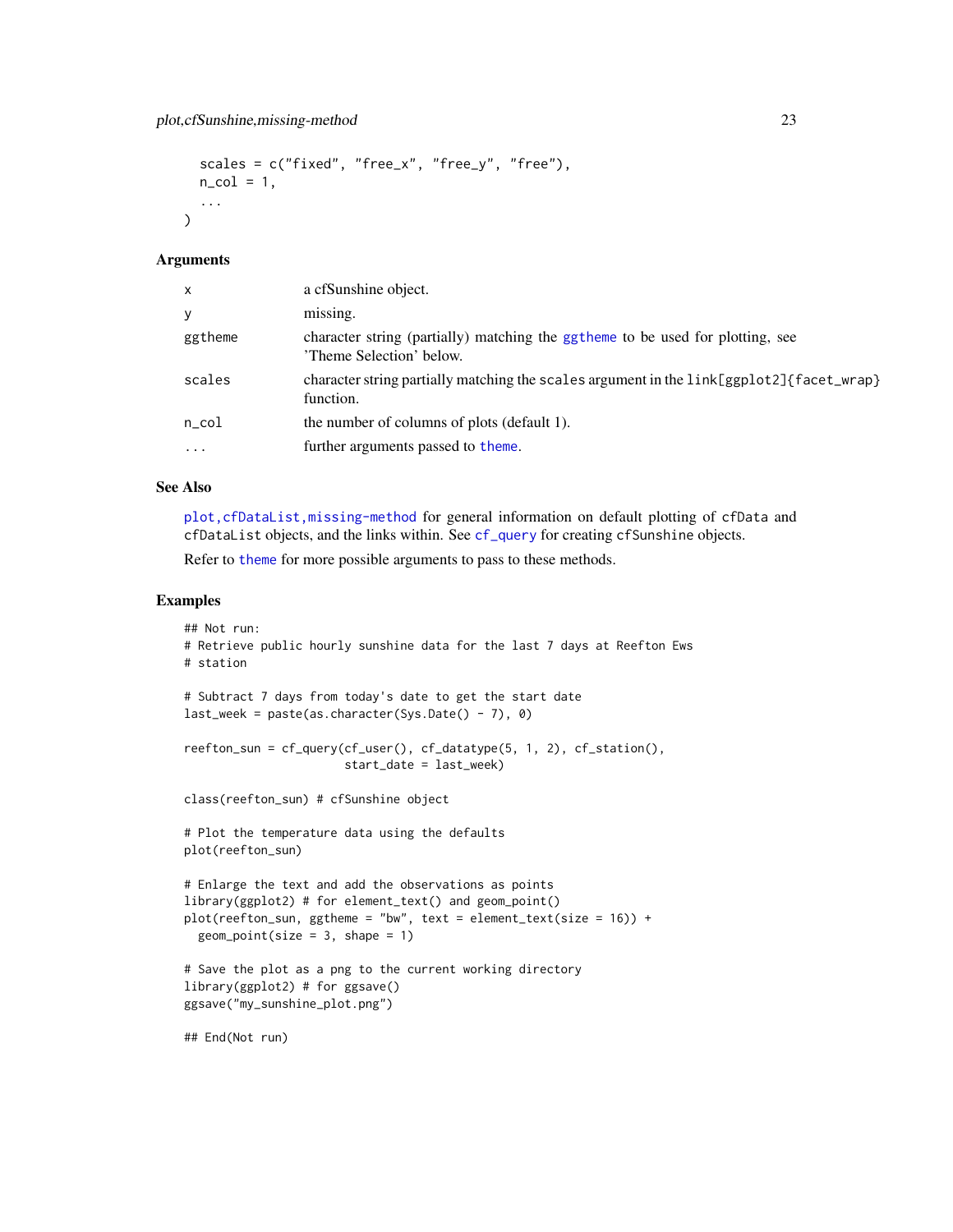```
  scales = c("fixed", "free_x", "free_y", "free"),
  n_col = 1,
  ...
)
```

## Arguments

| | |
|---|---|
| x | a cfSunshine object. |
| y | missing. |
| ggtheme | character string (partially) matching the ggtheme to be used for plotting, see 'Theme Selection' below. |
| scales | character string partially matching the scales argument in the link[ggplot2]{facet_wrap} function. |
| n_col | the number of columns of plots (default 1). |
| ... | further arguments passed to theme. |

## See Also

plot,cfDataList,missing-method for general information on default plotting of cfData and cfDataList objects, and the links within. See cf_query for creating cfSunshine objects.

Refer to theme for more possible arguments to pass to these methods.

## Examples

```
## Not run:
# Retrieve public hourly sunshine data for the last 7 days at Reefton Ews
# station

# Subtract 7 days from today's date to get the start date
last_week = paste(as.character(Sys.Date() - 7), 0)

reefton_sun = cf_query(cf_user(), cf_datatype(5, 1, 2), cf_station(),
                       start_date = last_week)

class(reefton_sun) # cfSunshine object

# Plot the temperature data using the defaults
plot(reefton_sun)

# Enlarge the text and add the observations as points
library(ggplot2) # for element_text() and geom_point()
plot(reefton_sun, ggtheme = "bw", text = element_text(size = 16)) +
  geom_point(size = 3, shape = 1)

# Save the plot as a png to the current working directory
library(ggplot2) # for ggsave()
ggsave("my_sunshine_plot.png")

## End(Not run)
```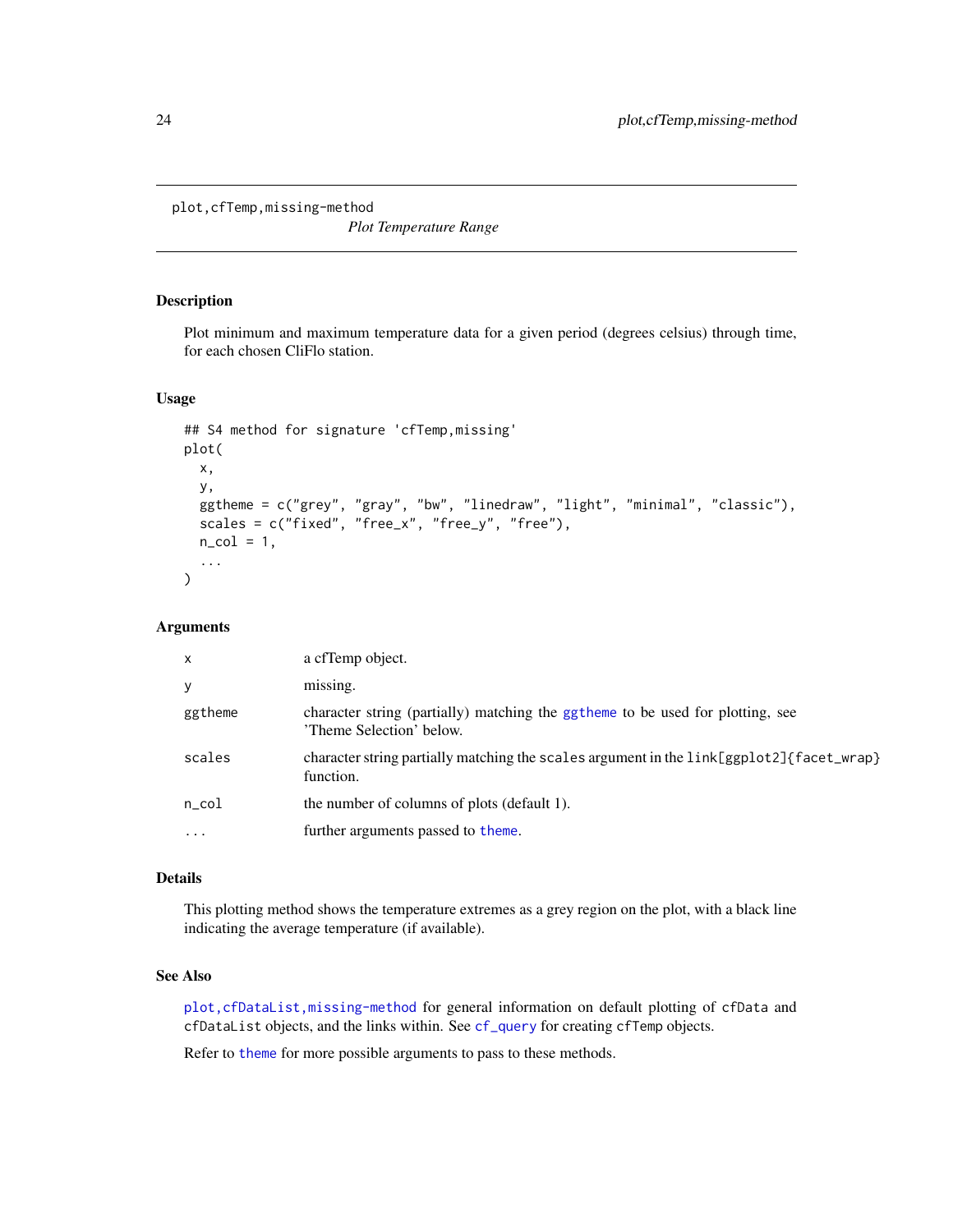# plot,cfTemp,missing-method

*Plot Temperature Range*

## Description

Plot minimum and maximum temperature data for a given period (degrees celsius) through time, for each chosen CliFlo station.

## Usage

```
## S4 method for signature 'cfTemp,missing'
plot(
  x,
  y,
  ggtheme = c("grey", "gray", "bw", "linedraw", "light", "minimal", "classic"),
  scales = c("fixed", "free_x", "free_y", "free"),
  n_col = 1,
  ...
)
```

## Arguments

| | |
|---|---|
| `x` | a cfTemp object. |
| `y` | missing. |
| `ggtheme` | character string (partially) matching the `ggtheme` to be used for plotting, see 'Theme Selection' below. |
| `scales` | character string partially matching the `scales` argument in the `link[ggplot2]{facet_wrap}` function. |
| `n_col` | the number of columns of plots (default 1). |
| `...` | further arguments passed to `theme`. |

## Details

This plotting method shows the temperature extremes as a grey region on the plot, with a black line indicating the average temperature (if available).

## See Also

`plot,cfDataList,missing-method` for general information on default plotting of `cfData` and `cfDataList` objects, and the links within. See `cf_query` for creating `cfTemp` objects.

Refer to `theme` for more possible arguments to pass to these methods.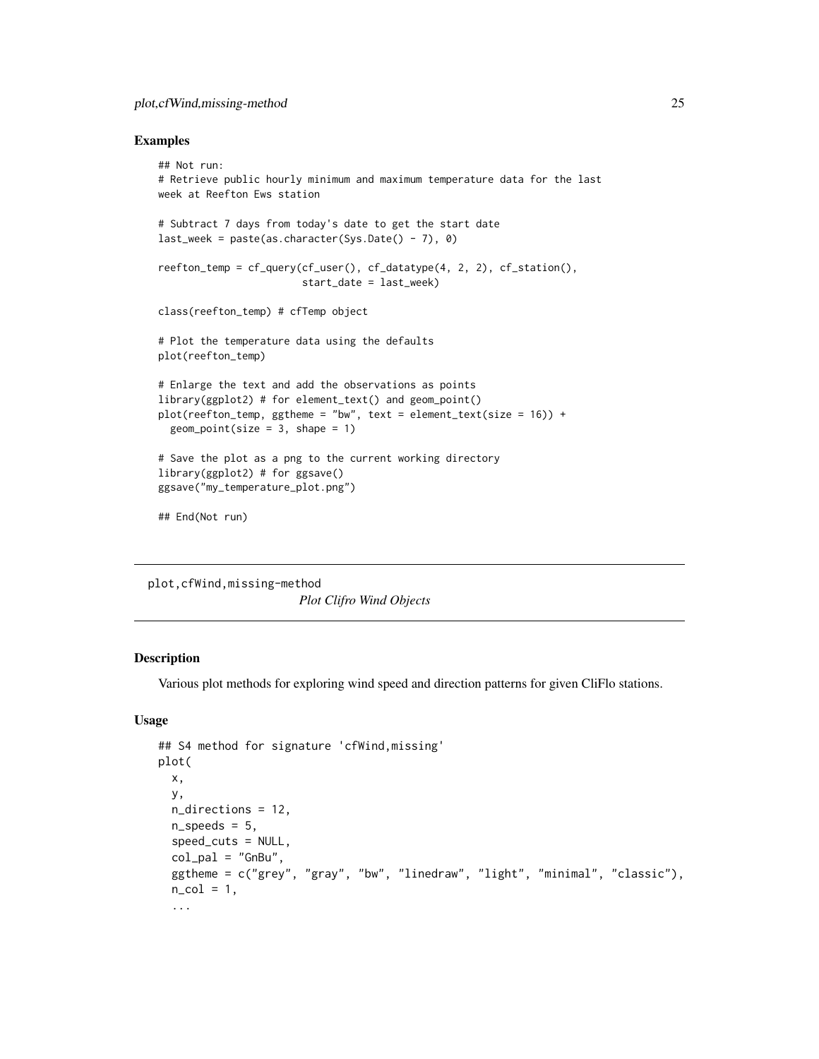## Examples

```
## Not run:
# Retrieve public hourly minimum and maximum temperature data for the last
week at Reefton Ews station

# Subtract 7 days from today's date to get the start date
last_week = paste(as.character(Sys.Date() - 7), 0)

reefton_temp = cf_query(cf_user(), cf_datatype(4, 2, 2), cf_station(),
                        start_date = last_week)

class(reefton_temp) # cfTemp object

# Plot the temperature data using the defaults
plot(reefton_temp)

# Enlarge the text and add the observations as points
library(ggplot2) # for element_text() and geom_point()
plot(reefton_temp, ggtheme = "bw", text = element_text(size = 16)) +
  geom_point(size = 3, shape = 1)

# Save the plot as a png to the current working directory
library(ggplot2) # for ggsave()
ggsave("my_temperature_plot.png")

## End(Not run)
```

---

# plot,cfWind,missing-method

*Plot Clifro Wind Objects*

---

## Description

Various plot methods for exploring wind speed and direction patterns for given CliFlo stations.

## Usage

```
## S4 method for signature 'cfWind,missing'
plot(
  x,
  y,
  n_directions = 12,
  n_speeds = 5,
  speed_cuts = NULL,
  col_pal = "GnBu",
  ggtheme = c("grey", "gray", "bw", "linedraw", "light", "minimal", "classic"),
  n_col = 1,
  ...
```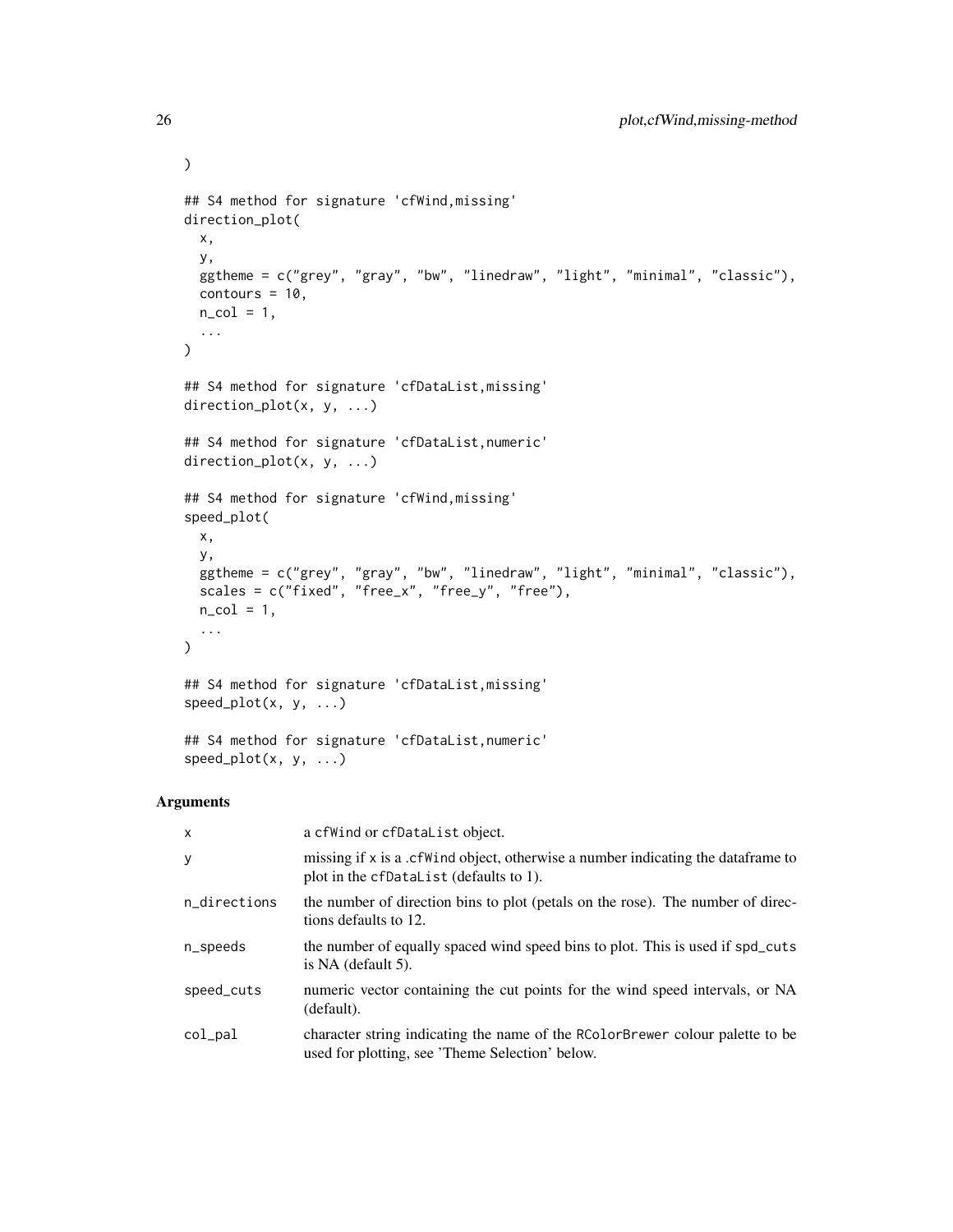```
)

## S4 method for signature 'cfWind,missing'
direction_plot(
  x,
  y,
  ggtheme = c("grey", "gray", "bw", "linedraw", "light", "minimal", "classic"),
  contours = 10,
  n_col = 1,
  ...
)

## S4 method for signature 'cfDataList,missing'
direction_plot(x, y, ...)

## S4 method for signature 'cfDataList,numeric'
direction_plot(x, y, ...)

## S4 method for signature 'cfWind,missing'
speed_plot(
  x,
  y,
  ggtheme = c("grey", "gray", "bw", "linedraw", "light", "minimal", "classic"),
  scales = c("fixed", "free_x", "free_y", "free"),
  n_col = 1,
  ...
)

## S4 method for signature 'cfDataList,missing'
speed_plot(x, y, ...)

## S4 method for signature 'cfDataList,numeric'
speed_plot(x, y, ...)
```

## Arguments

| | |
|---|---|
| x | a cfWind or cfDataList object. |
| y | missing if x is a .cfWind object, otherwise a number indicating the dataframe to plot in the cfDataList (defaults to 1). |
| n_directions | the number of direction bins to plot (petals on the rose). The number of directions defaults to 12. |
| n_speeds | the number of equally spaced wind speed bins to plot. This is used if spd_cuts is NA (default 5). |
| speed_cuts | numeric vector containing the cut points for the wind speed intervals, or NA (default). |
| col_pal | character string indicating the name of the RColorBrewer colour palette to be used for plotting, see 'Theme Selection' below. |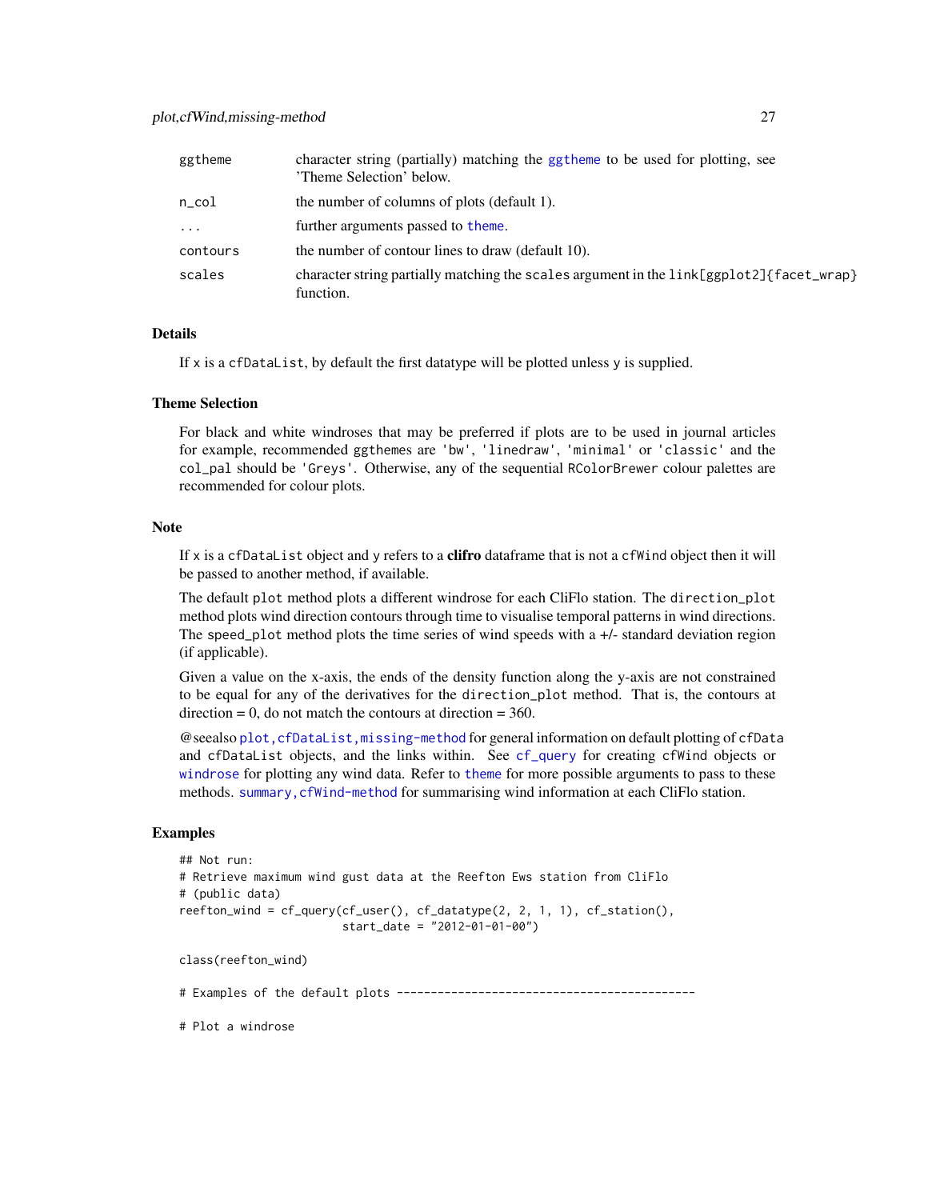| | |
|---|---|
| ggtheme | character string (partially) matching the ggtheme to be used for plotting, see 'Theme Selection' below. |
| n_col | the number of columns of plots (default 1). |
| ... | further arguments passed to theme. |
| contours | the number of contour lines to draw (default 10). |
| scales | character string partially matching the scales argument in the link[ggplot2]{facet_wrap} function. |

### Details

If x is a cfDataList, by default the first datatype will be plotted unless y is supplied.

### Theme Selection

For black and white windroses that may be preferred if plots are to be used in journal articles for example, recommended ggthemes are 'bw', 'linedraw', 'minimal' or 'classic' and the col_pal should be 'Greys'. Otherwise, any of the sequential RColorBrewer colour palettes are recommended for colour plots.

### Note

If x is a cfDataList object and y refers to a **clifro** dataframe that is not a cfWind object then it will be passed to another method, if available.

The default plot method plots a different windrose for each CliFlo station. The direction_plot method plots wind direction contours through time to visualise temporal patterns in wind directions. The speed_plot method plots the time series of wind speeds with a +/- standard deviation region (if applicable).

Given a value on the x-axis, the ends of the density function along the y-axis are not constrained to be equal for any of the derivatives for the direction_plot method. That is, the contours at direction = 0, do not match the contours at direction = 360.

@seealso plot,cfDataList,missing-method for general information on default plotting of cfData and cfDataList objects, and the links within. See cf_query for creating cfWind objects or windrose for plotting any wind data. Refer to theme for more possible arguments to pass to these methods. summary,cfWind-method for summarising wind information at each CliFlo station.

### Examples

```
## Not run:
# Retrieve maximum wind gust data at the Reefton Ews station from CliFlo
# (public data)
reefton_wind = cf_query(cf_user(), cf_datatype(2, 2, 1, 1), cf_station(),
                        start_date = "2012-01-01-00")

class(reefton_wind)

# Examples of the default plots --------------------------------------------

# Plot a windrose
```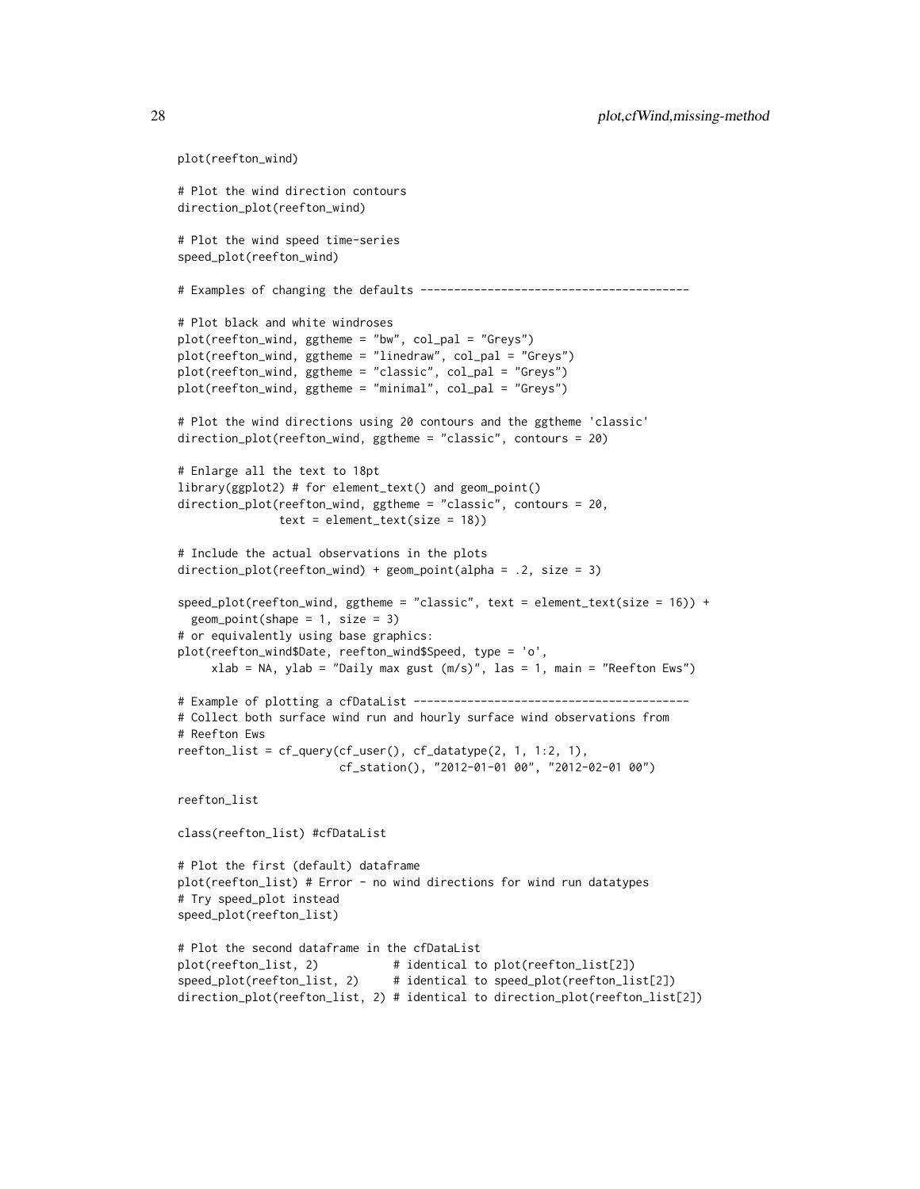```
plot(reefton_wind)

# Plot the wind direction contours
direction_plot(reefton_wind)

# Plot the wind speed time-series
speed_plot(reefton_wind)

# Examples of changing the defaults ----------------------------------------

# Plot black and white windroses
plot(reefton_wind, ggtheme = "bw", col_pal = "Greys")
plot(reefton_wind, ggtheme = "linedraw", col_pal = "Greys")
plot(reefton_wind, ggtheme = "classic", col_pal = "Greys")
plot(reefton_wind, ggtheme = "minimal", col_pal = "Greys")

# Plot the wind directions using 20 contours and the ggtheme 'classic'
direction_plot(reefton_wind, ggtheme = "classic", contours = 20)

# Enlarge all the text to 18pt
library(ggplot2) # for element_text() and geom_point()
direction_plot(reefton_wind, ggtheme = "classic", contours = 20,
               text = element_text(size = 18))

# Include the actual observations in the plots
direction_plot(reefton_wind) + geom_point(alpha = .2, size = 3)

speed_plot(reefton_wind, ggtheme = "classic", text = element_text(size = 16)) +
  geom_point(shape = 1, size = 3)
# or equivalently using base graphics:
plot(reefton_wind$Date, reefton_wind$Speed, type = 'o',
     xlab = NA, ylab = "Daily max gust (m/s)", las = 1, main = "Reefton Ews")

# Example of plotting a cfDataList -----------------------------------------
# Collect both surface wind run and hourly surface wind observations from
# Reefton Ews
reefton_list = cf_query(cf_user(), cf_datatype(2, 1, 1:2, 1),
                        cf_station(), "2012-01-01 00", "2012-02-01 00")

reefton_list

class(reefton_list) #cfDataList

# Plot the first (default) dataframe
plot(reefton_list) # Error - no wind directions for wind run datatypes
# Try speed_plot instead
speed_plot(reefton_list)

# Plot the second dataframe in the cfDataList
plot(reefton_list, 2)           # identical to plot(reefton_list[2])
speed_plot(reefton_list, 2)     # identical to speed_plot(reefton_list[2])
direction_plot(reefton_list, 2) # identical to direction_plot(reefton_list[2])
```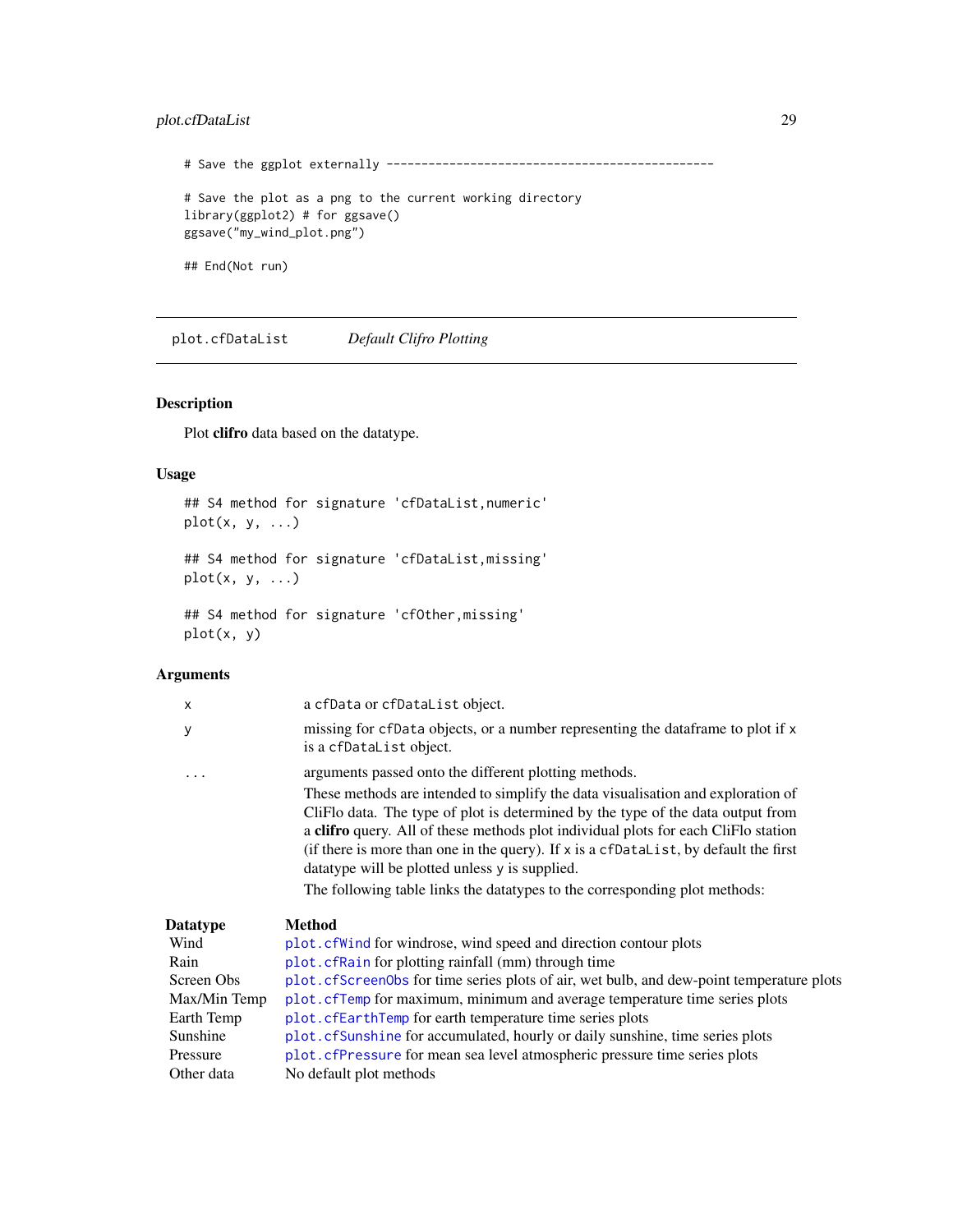```
# Save the ggplot externally ----------------------------------------------

# Save the plot as a png to the current working directory
library(ggplot2) # for ggsave()
ggsave("my_wind_plot.png")

## End(Not run)
```

---

## plot.cfDataList    *Default Clifro Plotting*

---

### Description

Plot **clifro** data based on the datatype.

### Usage

```
## S4 method for signature 'cfDataList,numeric'
plot(x, y, ...)

## S4 method for signature 'cfDataList,missing'
plot(x, y, ...)

## S4 method for signature 'cfOther,missing'
plot(x, y)
```

### Arguments

| | |
|---|---|
| x | a cfData or cfDataList object. |
| y | missing for cfData objects, or a number representing the dataframe to plot if x is a cfDataList object. |
| ... | arguments passed onto the different plotting methods. |

These methods are intended to simplify the data visualisation and exploration of CliFlo data. The type of plot is determined by the type of the data output from a **clifro** query. All of these methods plot individual plots for each CliFlo station (if there is more than one in the query). If x is a cfDataList, by default the first datatype will be plotted unless y is supplied.

The following table links the datatypes to the corresponding plot methods:

| **Datatype** | **Method** |
|---|---|
| Wind | plot.cfWind for windrose, wind speed and direction contour plots |
| Rain | plot.cfRain for plotting rainfall (mm) through time |
| Screen Obs | plot.cfScreenObs for time series plots of air, wet bulb, and dew-point temperature plots |
| Max/Min Temp | plot.cfTemp for maximum, minimum and average temperature time series plots |
| Earth Temp | plot.cfEarthTemp for earth temperature time series plots |
| Sunshine | plot.cfSunshine for accumulated, hourly or daily sunshine, time series plots |
| Pressure | plot.cfPressure for mean sea level atmospheric pressure time series plots |
| Other data | No default plot methods |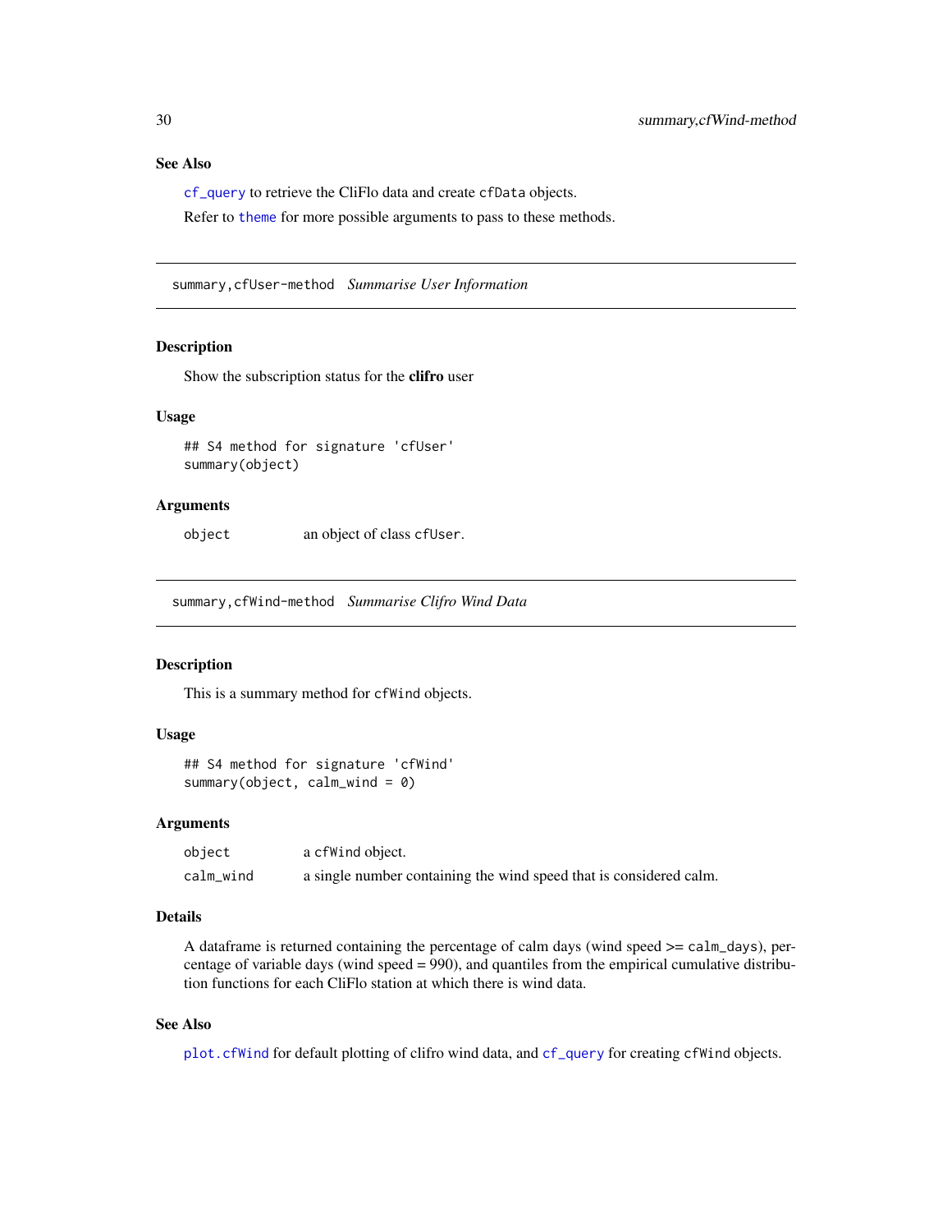### See Also

`cf_query` to retrieve the CliFlo data and create `cfData` objects.

Refer to `theme` for more possible arguments to pass to these methods.

---

## summary,cfUser-method *Summarise User Information*

### Description

Show the subscription status for the **clifro** user

### Usage

```
## S4 method for signature 'cfUser'
summary(object)
```

### Arguments

| | |
|---|---|
| `object` | an object of class `cfUser`. |

---

## summary,cfWind-method *Summarise Clifro Wind Data*

### Description

This is a summary method for `cfWind` objects.

### Usage

```
## S4 method for signature 'cfWind'
summary(object, calm_wind = 0)
```

### Arguments

| | |
|---|---|
| `object` | a `cfWind` object. |
| `calm_wind` | a single number containing the wind speed that is considered calm. |

### Details

A dataframe is returned containing the percentage of calm days (wind speed >= `calm_days`), percentage of variable days (wind speed = 990), and quantiles from the empirical cumulative distribution functions for each CliFlo station at which there is wind data.

### See Also

`plot.cfWind` for default plotting of clifro wind data, and `cf_query` for creating `cfWind` objects.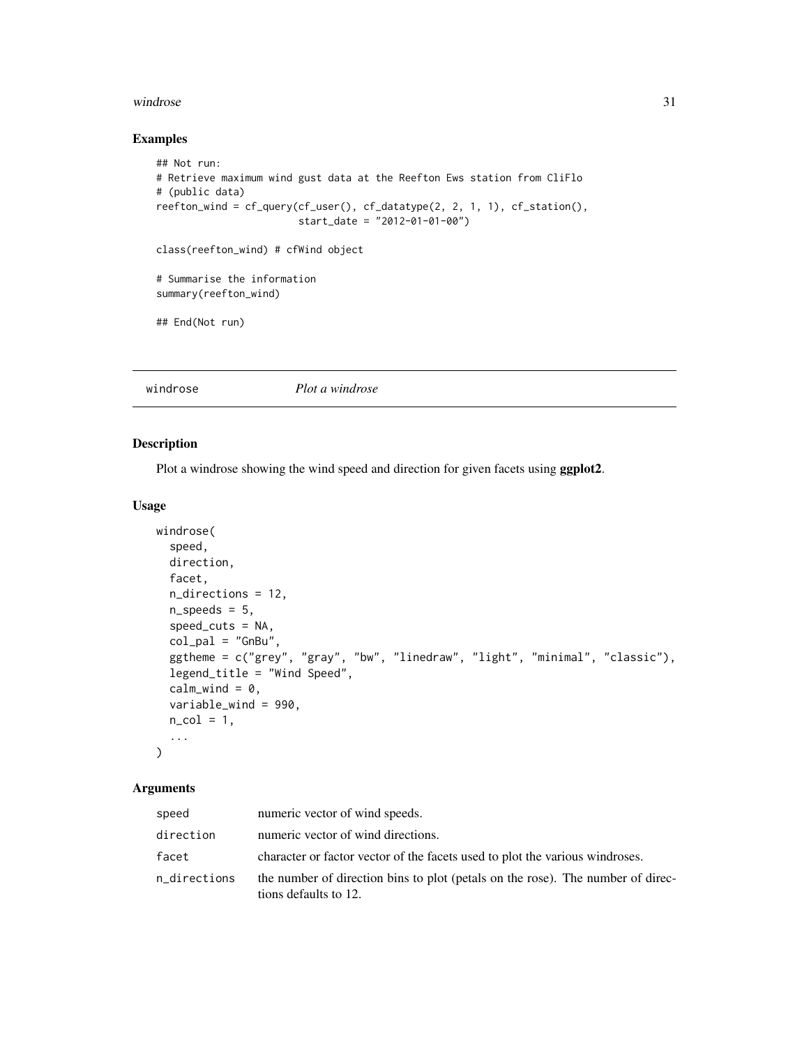## Examples

```
## Not run:
# Retrieve maximum wind gust data at the Reefton Ews station from CliFlo
# (public data)
reefton_wind = cf_query(cf_user(), cf_datatype(2, 2, 1, 1), cf_station(),
                        start_date = "2012-01-01-00")

class(reefton_wind) # cfWind object

# Summarise the information
summary(reefton_wind)

## End(Not run)
```

---

# windrose    *Plot a windrose*

---

## Description

Plot a windrose showing the wind speed and direction for given facets using **ggplot2**.

## Usage

```
windrose(
  speed,
  direction,
  facet,
  n_directions = 12,
  n_speeds = 5,
  speed_cuts = NA,
  col_pal = "GnBu",
  ggtheme = c("grey", "gray", "bw", "linedraw", "light", "minimal", "classic"),
  legend_title = "Wind Speed",
  calm_wind = 0,
  variable_wind = 990,
  n_col = 1,
  ...
)
```

## Arguments

| | |
|---|---|
| `speed` | numeric vector of wind speeds. |
| `direction` | numeric vector of wind directions. |
| `facet` | character or factor vector of the facets used to plot the various windroses. |
| `n_directions` | the number of direction bins to plot (petals on the rose). The number of directions defaults to 12. |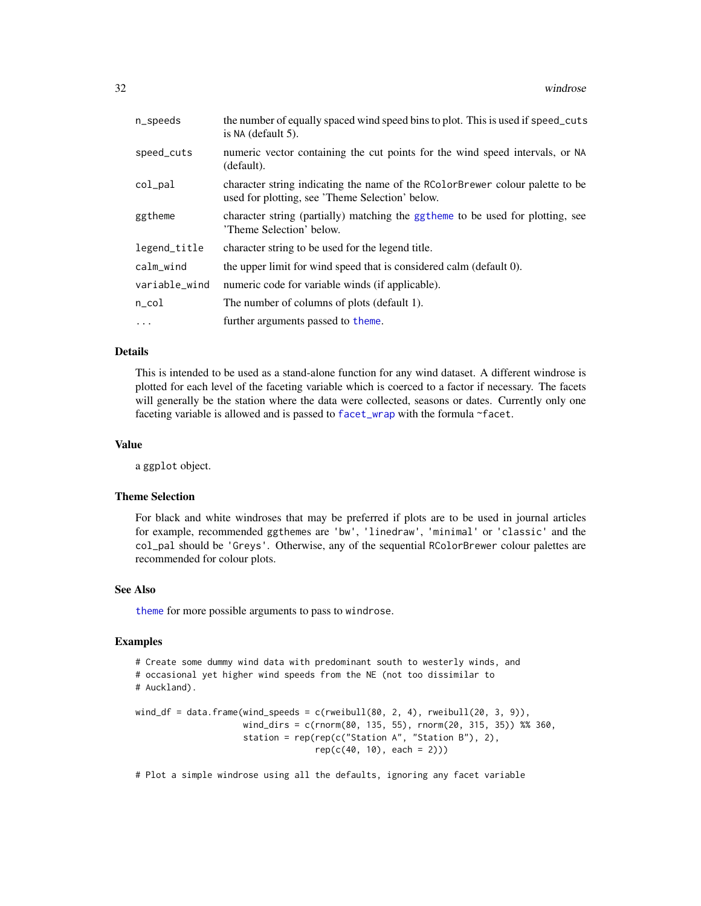| | |
|---|---|
| n_speeds | the number of equally spaced wind speed bins to plot. This is used if speed_cuts is NA (default 5). |
| speed_cuts | numeric vector containing the cut points for the wind speed intervals, or NA (default). |
| col_pal | character string indicating the name of the RColorBrewer colour palette to be used for plotting, see 'Theme Selection' below. |
| ggtheme | character string (partially) matching the ggtheme to be used for plotting, see 'Theme Selection' below. |
| legend_title | character string to be used for the legend title. |
| calm_wind | the upper limit for wind speed that is considered calm (default 0). |
| variable_wind | numeric code for variable winds (if applicable). |
| n_col | The number of columns of plots (default 1). |
| ... | further arguments passed to theme. |

### Details

This is intended to be used as a stand-alone function for any wind dataset. A different windrose is plotted for each level of the faceting variable which is coerced to a factor if necessary. The facets will generally be the station where the data were collected, seasons or dates. Currently only one faceting variable is allowed and is passed to facet_wrap with the formula ~facet.

### Value

a ggplot object.

### Theme Selection

For black and white windroses that may be preferred if plots are to be used in journal articles for example, recommended ggthemes are 'bw', 'linedraw', 'minimal' or 'classic' and the col_pal should be 'Greys'. Otherwise, any of the sequential RColorBrewer colour palettes are recommended for colour plots.

### See Also

theme for more possible arguments to pass to windrose.

### Examples

```
# Create some dummy wind data with predominant south to westerly winds, and
# occasional yet higher wind speeds from the NE (not too dissimilar to
# Auckland).

wind_df = data.frame(wind_speeds = c(rweibull(80, 2, 4), rweibull(20, 3, 9)),
                     wind_dirs = c(rnorm(80, 135, 55), rnorm(20, 315, 35)) %% 360,
                     station = rep(rep(c("Station A", "Station B"), 2),
                                   rep(c(40, 10), each = 2)))

# Plot a simple windrose using all the defaults, ignoring any facet variable
```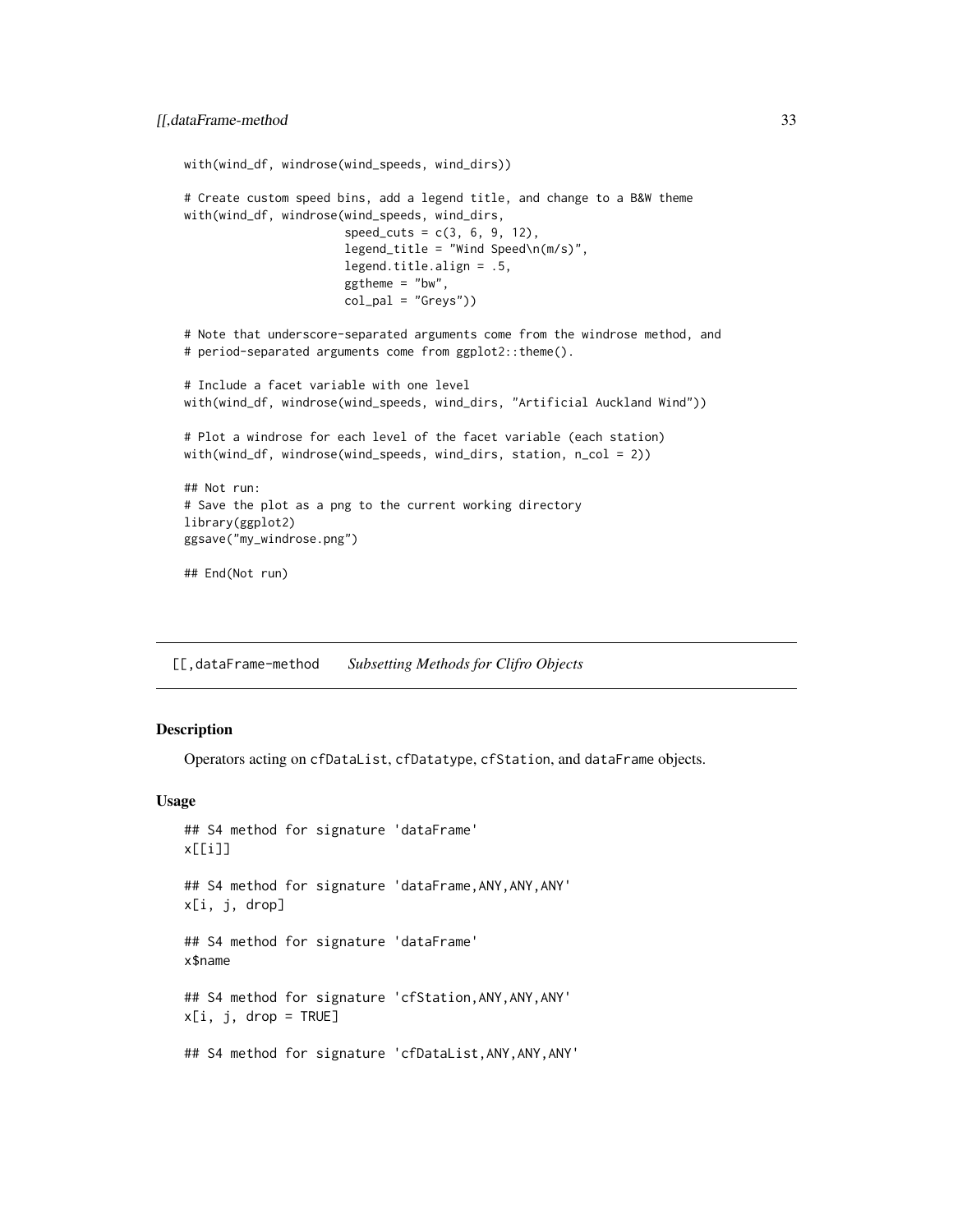```
with(wind_df, windrose(wind_speeds, wind_dirs))

# Create custom speed bins, add a legend title, and change to a B&W theme
with(wind_df, windrose(wind_speeds, wind_dirs,
                       speed_cuts = c(3, 6, 9, 12),
                       legend_title = "Wind Speed\n(m/s)",
                       legend.title.align = .5,
                       ggtheme = "bw",
                       col_pal = "Greys"))

# Note that underscore-separated arguments come from the windrose method, and
# period-separated arguments come from ggplot2::theme().

# Include a facet variable with one level
with(wind_df, windrose(wind_speeds, wind_dirs, "Artificial Auckland Wind"))

# Plot a windrose for each level of the facet variable (each station)
with(wind_df, windrose(wind_speeds, wind_dirs, station, n_col = 2))

## Not run:
# Save the plot as a png to the current working directory
library(ggplot2)
ggsave("my_windrose.png")

## End(Not run)
```

---

## [[,dataFrame-method *Subsetting Methods for Clifro Objects*

---

### Description

Operators acting on cfDataList, cfDatatype, cfStation, and dataFrame objects.

### Usage

```
## S4 method for signature 'dataFrame'
x[[i]]

## S4 method for signature 'dataFrame,ANY,ANY,ANY'
x[i, j, drop]

## S4 method for signature 'dataFrame'
x$name

## S4 method for signature 'cfStation,ANY,ANY,ANY'
x[i, j, drop = TRUE]

## S4 method for signature 'cfDataList,ANY,ANY,ANY'
```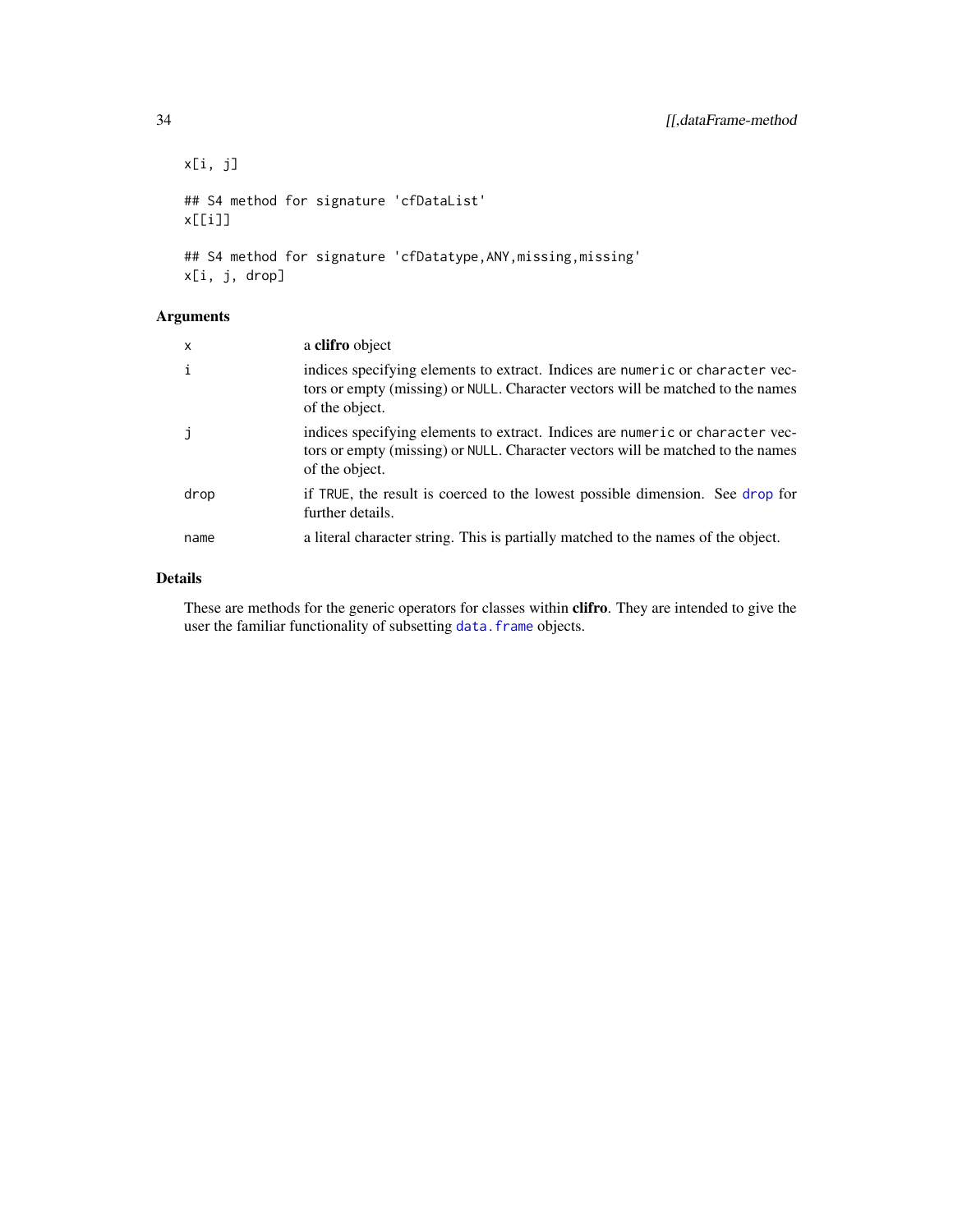```
x[i, j]

## S4 method for signature 'cfDataList'
x[[i]]

## S4 method for signature 'cfDatatype,ANY,missing,missing'
x[i, j, drop]
```

### Arguments

| | |
|---|---|
| x | a **clifro** object |
| i | indices specifying elements to extract. Indices are `numeric` or `character` vectors or empty (missing) or `NULL`. Character vectors will be matched to the names of the object. |
| j | indices specifying elements to extract. Indices are `numeric` or `character` vectors or empty (missing) or `NULL`. Character vectors will be matched to the names of the object. |
| drop | if `TRUE`, the result is coerced to the lowest possible dimension. See `drop` for further details. |
| name | a literal character string. This is partially matched to the names of the object. |

### Details

These are methods for the generic operators for classes within **clifro**. They are intended to give the user the familiar functionality of subsetting `data.frame` objects.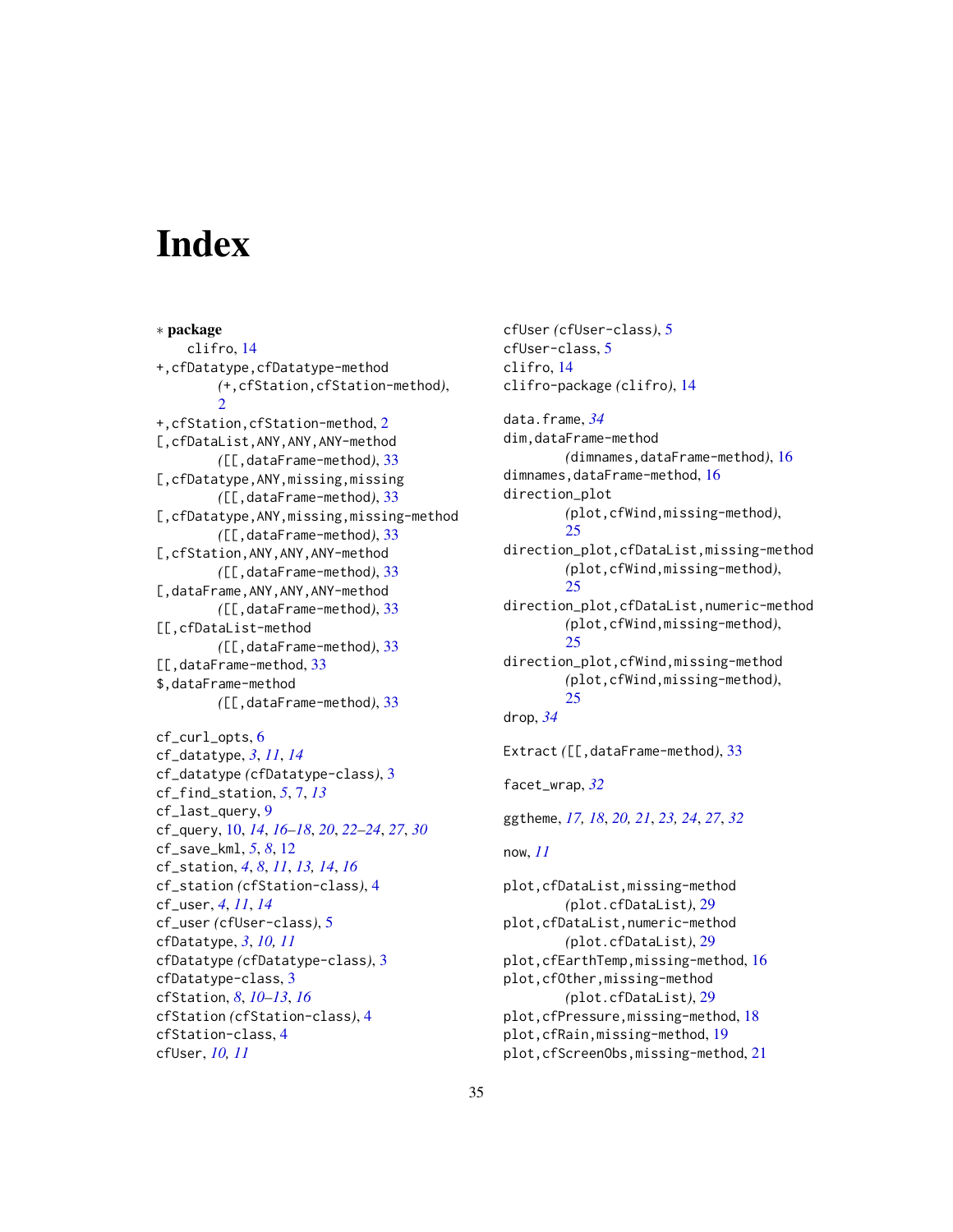# Index

∗ **package**
  clifro, 14
+,cfDatatype,cfDatatype-method
  (+,cfStation,cfStation-method), 2
+,cfStation,cfStation-method, 2
[,cfDataList,ANY,ANY,ANY-method
  ([[,dataFrame-method), 33
[,cfDatatype,ANY,missing,missing
  ([[,dataFrame-method), 33
[,cfDatatype,ANY,missing,missing-method
  ([[,dataFrame-method), 33
[,cfStation,ANY,ANY,ANY-method
  ([[,dataFrame-method), 33
[,dataFrame,ANY,ANY,ANY-method
  ([[,dataFrame-method), 33
[[,cfDataList-method
  ([[,dataFrame-method), 33
[[,dataFrame-method, 33
$,dataFrame-method
  ([[,dataFrame-method), 33

cf_curl_opts, 6
cf_datatype, *3*, *11*, *14*
cf_datatype (cfDatatype-class), 3
cf_find_station, *5*, 7, *13*
cf_last_query, 9
cf_query, 10, *14*, *16–18*, *20*, *22–24*, *27*, *30*
cf_save_kml, *5*, *8*, 12
cf_station, *4*, *8*, *11*, *13*, *14*, *16*
cf_station (cfStation-class), 4
cf_user, *4*, *11*, *14*
cf_user (cfUser-class), 5
cfDatatype, *3*, *10*, *11*
cfDatatype (cfDatatype-class), 3
cfDatatype-class, 3
cfStation, *8*, *10–13*, *16*
cfStation (cfStation-class), 4
cfStation-class, 4
cfUser, *10*, *11*
cfUser (cfUser-class), 5
cfUser-class, 5
clifro, 14
clifro-package (clifro), 14

data.frame, *34*
dim,dataFrame-method
  (dimnames,dataFrame-method), 16
dimnames,dataFrame-method, 16
direction_plot
  (plot,cfWind,missing-method), 25
direction_plot,cfDataList,missing-method
  (plot,cfWind,missing-method), 25
direction_plot,cfDataList,numeric-method
  (plot,cfWind,missing-method), 25
direction_plot,cfWind,missing-method
  (plot,cfWind,missing-method), 25
drop, *34*

Extract ([[,dataFrame-method), 33

facet_wrap, *32*

ggtheme, *17*, *18*, *20*, *21*, *23*, *24*, *27*, *32*

now, *11*

plot,cfDataList,missing-method
  (plot.cfDataList), 29
plot,cfDataList,numeric-method
  (plot.cfDataList), 29
plot,cfEarthTemp,missing-method, 16
plot,cfOther,missing-method
  (plot.cfDataList), 29
plot,cfPressure,missing-method, 18
plot,cfRain,missing-method, 19
plot,cfScreenObs,missing-method, 21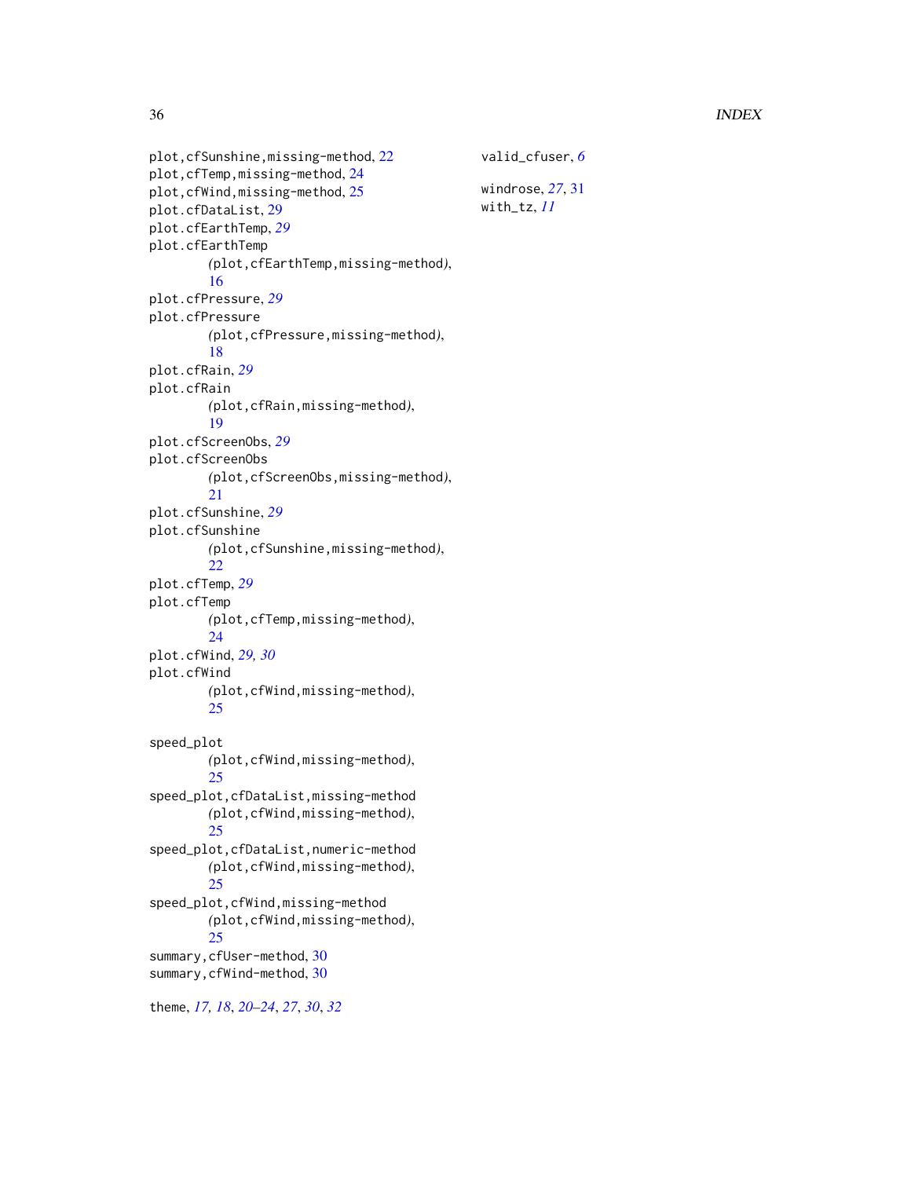plot,cfSunshine,missing-method, 22
plot,cfTemp,missing-method, 24
plot,cfWind,missing-method, 25
plot.cfDataList, 29
plot.cfEarthTemp, *29*
plot.cfEarthTemp
        *(*plot,cfEarthTemp,missing-method*)*,
        16
plot.cfPressure, *29*
plot.cfPressure
        *(*plot,cfPressure,missing-method*)*,
        18
plot.cfRain, *29*
plot.cfRain
        *(*plot,cfRain,missing-method*)*,
        19
plot.cfScreenObs, *29*
plot.cfScreenObs
        *(*plot,cfScreenObs,missing-method*)*,
        21
plot.cfSunshine, *29*
plot.cfSunshine
        *(*plot,cfSunshine,missing-method*)*,
        22
plot.cfTemp, *29*
plot.cfTemp
        *(*plot,cfTemp,missing-method*)*,
        24
plot.cfWind, *29, 30*
plot.cfWind
        *(*plot,cfWind,missing-method*)*,
        25

speed_plot
        *(*plot,cfWind,missing-method*)*,
        25
speed_plot,cfDataList,missing-method
        *(*plot,cfWind,missing-method*)*,
        25
speed_plot,cfDataList,numeric-method
        *(*plot,cfWind,missing-method*)*,
        25
speed_plot,cfWind,missing-method
        *(*plot,cfWind,missing-method*)*,
        25
summary,cfUser-method, 30
summary,cfWind-method, 30

theme, *17, 18*, *20–24*, *27*, *30*, *32*

valid_cfuser, *6*

windrose, *27*, 31
with_tz, *11*